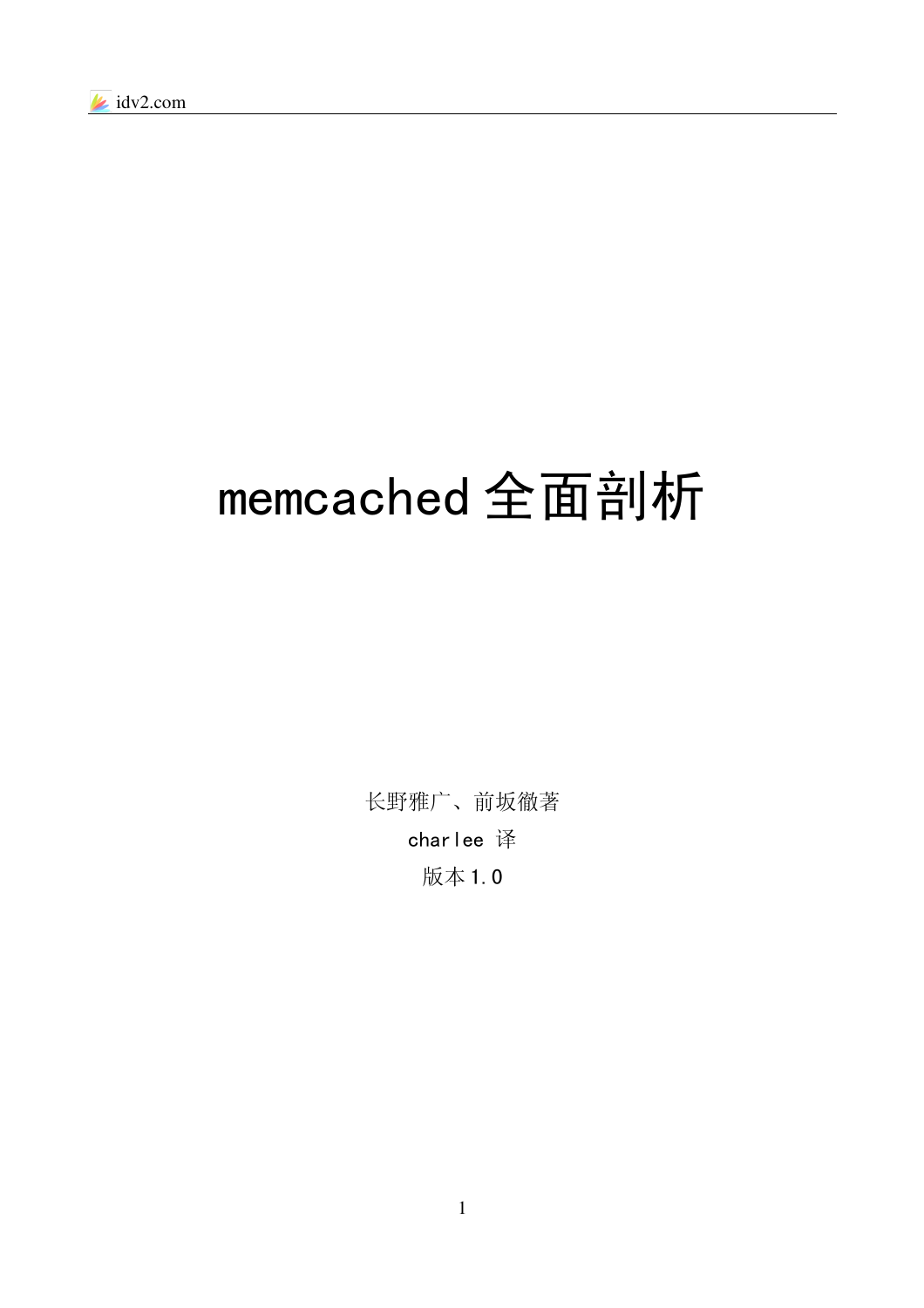# memcached全面剖析

长野雅广、前坂徹著

charlee 译

版本1.0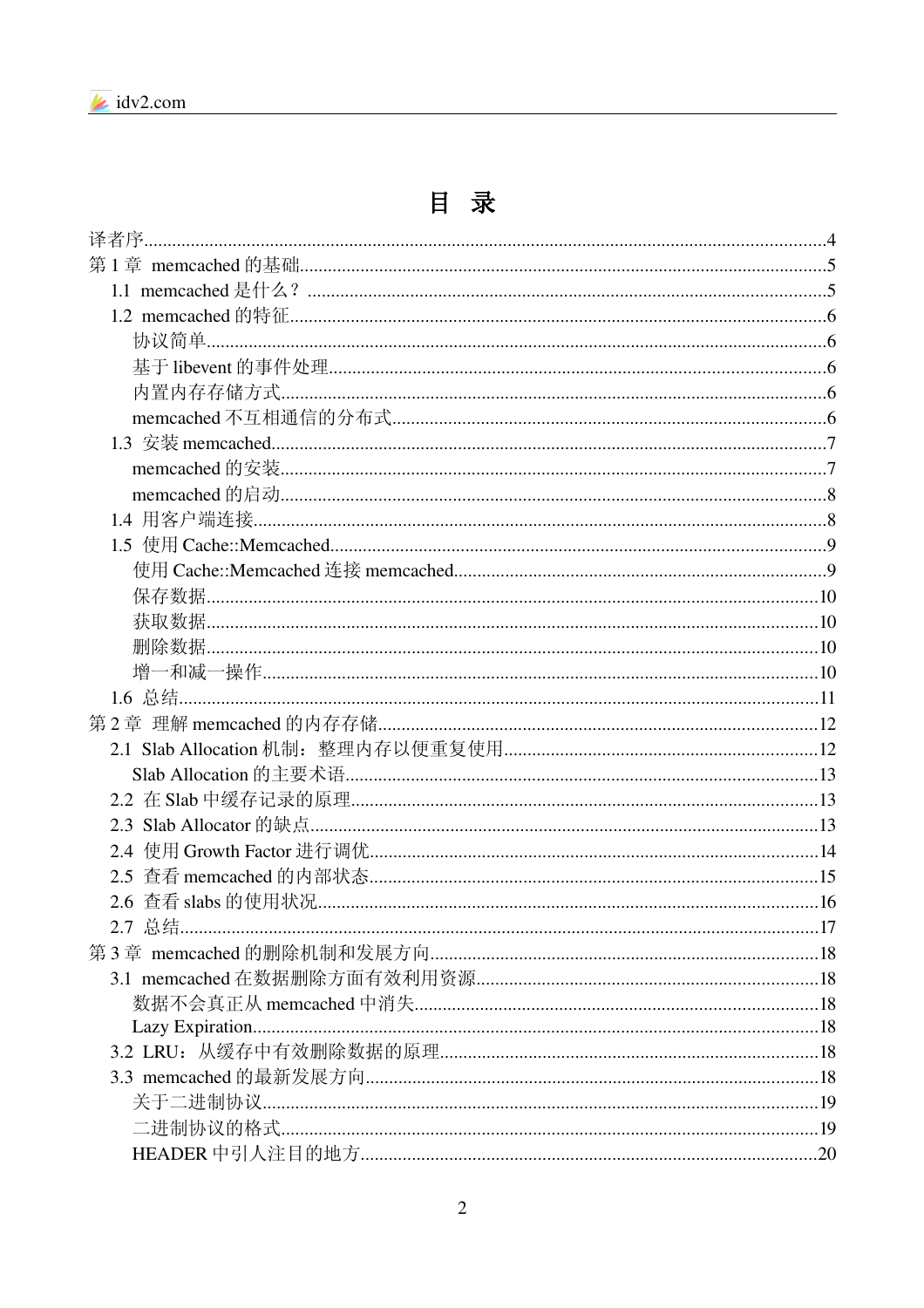# 目 录

- 译者序....4
- 第 1 章 memcached 的基础....5
  - 1.1 memcached 是什么？....5
  - 1.2 memcached 的特征....6
    - 协议简单....6
    - 基于 libevent 的事件处理....6
    - 内置内存存储方式....6
    - memcached 不互相通信的分布式....6
  - 1.3 安装 memcached....7
    - memcached 的安装....7
    - memcached 的启动....8
  - 1.4 用客户端连接....8
  - 1.5 使用 Cache::Memcached....9
    - 使用 Cache::Memcached 连接 memcached....9
    - 保存数据....10
    - 获取数据....10
    - 删除数据....10
    - 增一和减一操作....10
  - 1.6 总结....11
- 第 2 章 理解 memcached 的内存存储....12
  - 2.1 Slab Allocation 机制：整理内存以便重复使用....12
    - Slab Allocation 的主要术语....13
  - 2.2 在 Slab 中缓存记录的原理....13
  - 2.3 Slab Allocator 的缺点....13
  - 2.4 使用 Growth Factor 进行调优....14
  - 2.5 查看 memcached 的内部状态....15
  - 2.6 查看 slabs 的使用状况....16
  - 2.7 总结....17
- 第 3 章 memcached 的删除机制和发展方向....18
  - 3.1 memcached 在数据删除方面有效利用资源....18
    - 数据不会真正从 memcached 中消失....18
    - Lazy Expiration....18
  - 3.2 LRU：从缓存中有效删除数据的原理....18
  - 3.3 memcached 的最新发展方向....18
    - 关于二进制协议....19
    - 二进制协议的格式....19
    - HEADER 中引人注目的地方....20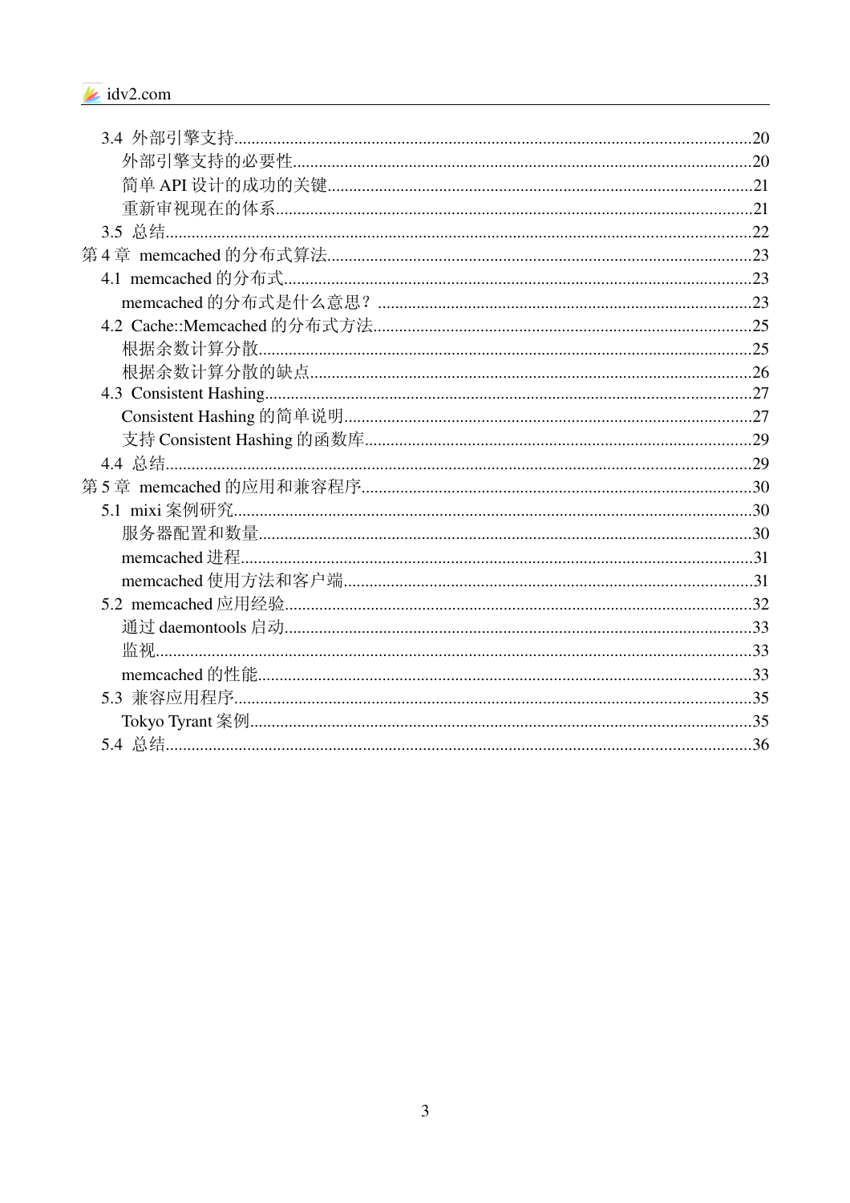3.4 外部引擎支持......................................................................................................20

外部引擎支持的必要性......................................................................................20

简单 API 设计的成功的关键..............................................................................21

重新审视现在的体系..........................................................................................21

3.5 总结......................................................................................................................22

第 4 章 memcached 的分布式算法..............................................................................23

4.1 memcached 的分布式.........................................................................................23

memcached 的分布式是什么意思？...................................................................23

4.2 Cache::Memcached 的分布式方法.....................................................................25

根据余数计算分散..............................................................................................25

根据余数计算分散的缺点..................................................................................26

4.3 Consistent Hashing.............................................................................................27

Consistent Hashing 的简单说明.........................................................................27

支持 Consistent Hashing 的函数库....................................................................29

4.4 总结......................................................................................................................29

第 5 章 memcached 的应用和兼容程序......................................................................30

5.1 mixi 案例研究......................................................................................................30

服务器配置和数量..............................................................................................30

memcached 进程.................................................................................................31

memcached 使用方法和客户端.........................................................................31

5.2 memcached 应用经验.........................................................................................32

通过 daemontools 启动.......................................................................................33

监视......................................................................................................................33

memcached 的性能.............................................................................................33

5.3 兼容应用程序......................................................................................................35

Tokyo Tyrant 案例...............................................................................................35

5.4 总结......................................................................................................................36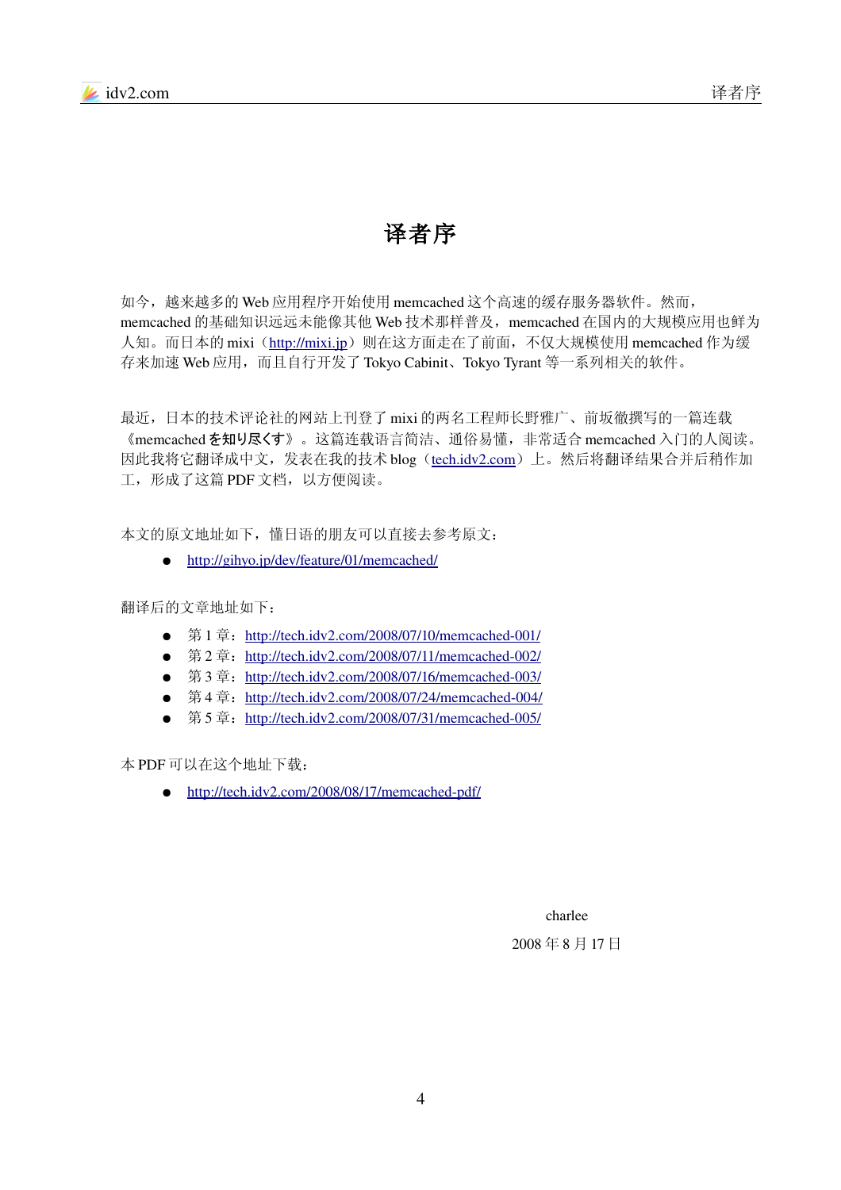# 译者序

如今，越来越多的 Web 应用程序开始使用 memcached 这个高速的缓存服务器软件。然而，memcached 的基础知识远远未能像其他 Web 技术那样普及，memcached 在国内的大规模应用也鲜为人知。而日本的 mixi（http://mixi.jp）则在这方面走在了前面，不仅大规模使用 memcached 作为缓存来加速 Web 应用，而且自行开发了 Tokyo Cabinit、Tokyo Tyrant 等一系列相关的软件。

最近，日本的技术评论社的网站上刊登了 mixi 的两名工程师长野雅广、前坂徹撰写的一篇连载《memcached を知り尽くす》。这篇连载语言简洁、通俗易懂，非常适合 memcached 入门的人阅读。因此我将它翻译成中文，发表在我的技术 blog（tech.idv2.com）上。然后将翻译结果合并后稍作加工，形成了这篇 PDF 文档，以方便阅读。

本文的原文地址如下，懂日语的朋友可以直接去参考原文：

- http://gihyo.jp/dev/feature/01/memcached/

翻译后的文章地址如下：

- 第 1 章：http://tech.idv2.com/2008/07/10/memcached-001/
- 第 2 章：http://tech.idv2.com/2008/07/11/memcached-002/
- 第 3 章：http://tech.idv2.com/2008/07/16/memcached-003/
- 第 4 章：http://tech.idv2.com/2008/07/24/memcached-004/
- 第 5 章：http://tech.idv2.com/2008/07/31/memcached-005/

本 PDF 可以在这个地址下载：

- http://tech.idv2.com/2008/08/17/memcached-pdf/

charlee

2008 年 8 月 17 日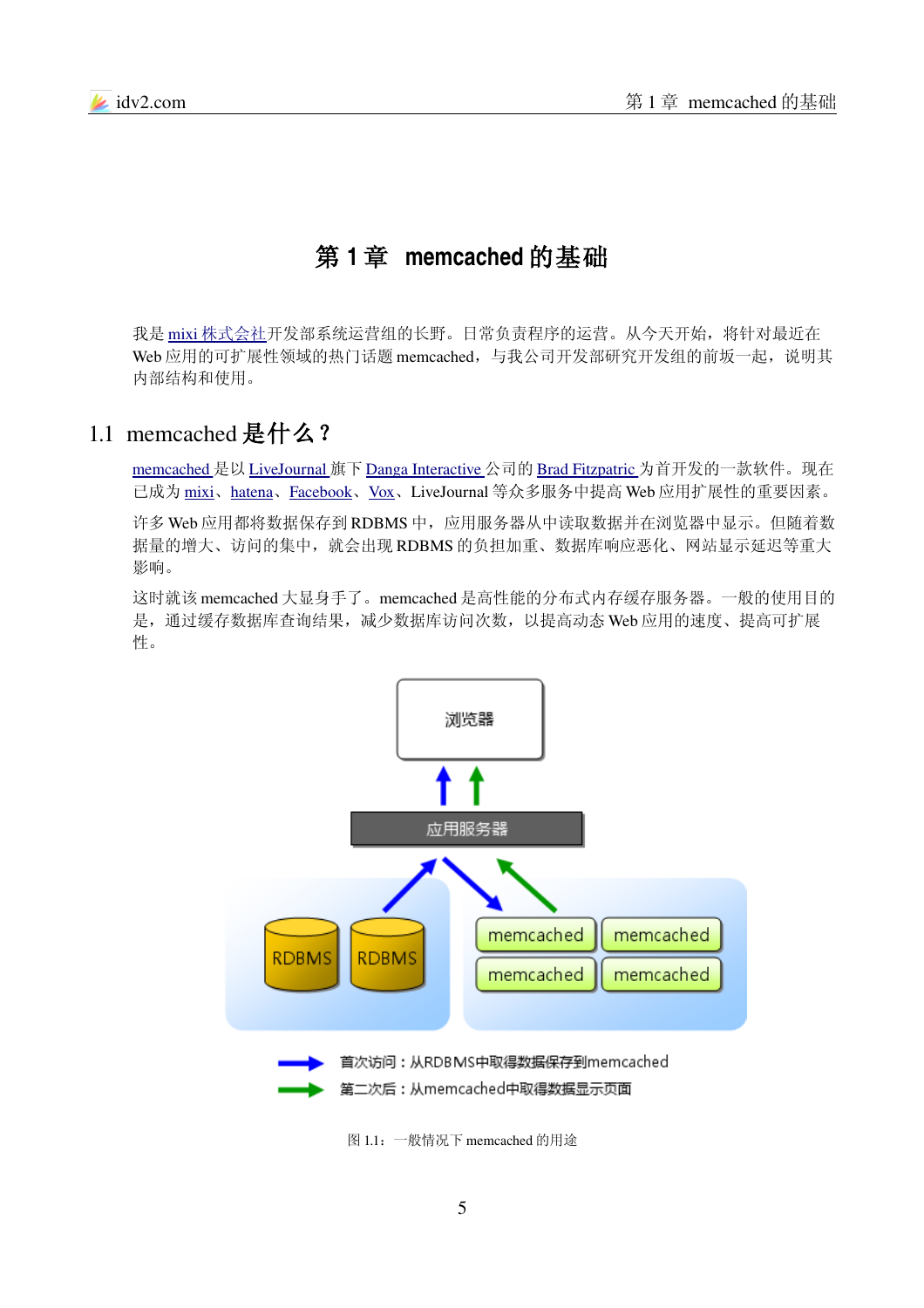# 第 1 章 memcached 的基础

我是 mixi 株式会社开发部系统运营组的长野。日常负责程序的运营。从今天开始，将针对最近在 Web 应用的可扩展性领域的热门话题 memcached，与我公司开发部研究开发组的前坂一起，说明其内部结构和使用。

## 1.1 memcached 是什么？

memcached 是以 LiveJournal 旗下 Danga Interactive 公司的 Brad Fitzpatric 为首开发的一款软件。现在已成为 mixi、hatena、Facebook、Vox、LiveJournal 等众多服务中提高 Web 应用扩展性的重要因素。

许多 Web 应用都将数据保存到 RDBMS 中，应用服务器从中读取数据并在浏览器中显示。但随着数据量的增大、访问的集中，就会出现 RDBMS 的负担加重、数据库响应恶化、网站显示延迟等重大影响。

这时就该 memcached 大显身手了。memcached 是高性能的分布式内存缓存服务器。一般的使用目的是，通过缓存数据库查询结果，减少数据库访问次数，以提高动态 Web 应用的速度、提高可扩展性。

浏览器

应用服务器

RDBMS RDBMS

memcached memcached memcached memcached

首次访问：从RDBMS中取得数据保存到memcached

第二次后：从memcached中取得数据显示页面

图 1.1：一般情况下 memcached 的用途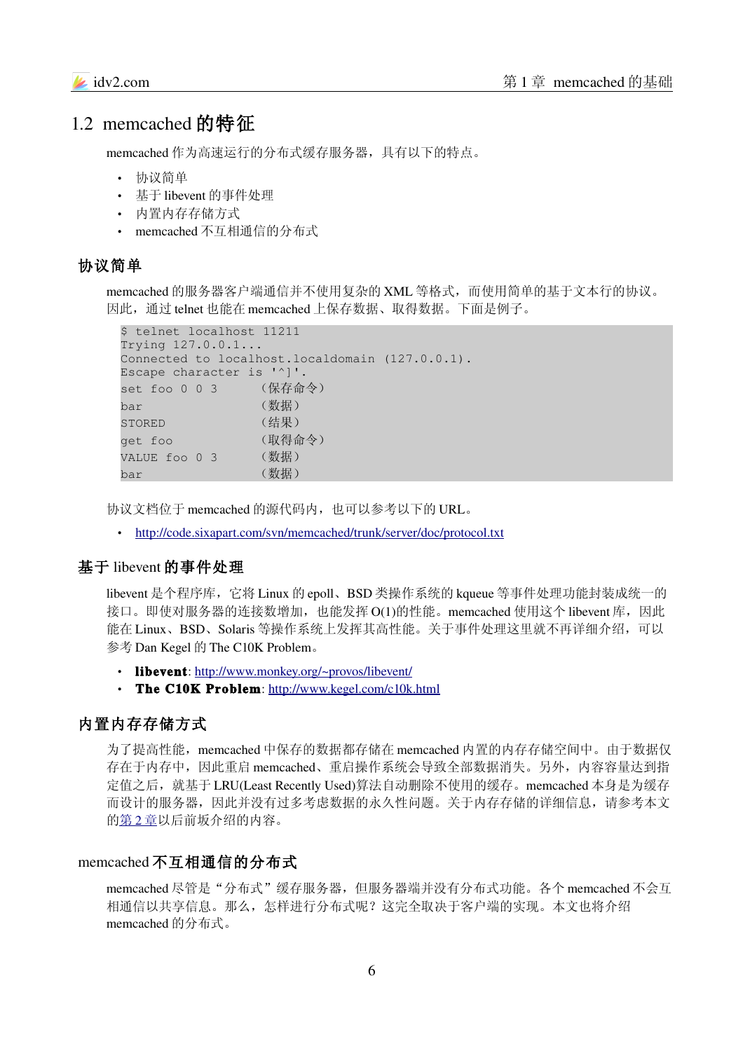## 1.2 memcached 的特征

memcached 作为高速运行的分布式缓存服务器，具有以下的特点。

- 协议简单
- 基于 libevent 的事件处理
- 内置内存存储方式
- memcached 不互相通信的分布式

### 协议简单

memcached 的服务器客户端通信并不使用复杂的 XML 等格式，而使用简单的基于文本行的协议。因此，通过 telnet 也能在 memcached 上保存数据、取得数据。下面是例子。

```
$ telnet localhost 11211
Trying 127.0.0.1...
Connected to localhost.localdomain (127.0.0.1).
Escape character is '^]'.
set foo 0 0 3      （保存命令）
bar                （数据）
STORED             （结果）
get foo            （取得命令）
VALUE foo 0 3      （数据）
bar                （数据）
```

协议文档位于 memcached 的源代码内，也可以参考以下的 URL。

- http://code.sixapart.com/svn/memcached/trunk/server/doc/protocol.txt

### 基于 libevent 的事件处理

libevent 是个程序库，它将 Linux 的 epoll、BSD 类操作系统的 kqueue 等事件处理功能封装成统一的接口。即使对服务器的连接数增加，也能发挥 O(1)的性能。memcached 使用这个 libevent 库，因此能在 Linux、BSD、Solaris 等操作系统上发挥其高性能。关于事件处理这里就不再详细介绍，可以参考 Dan Kegel 的 The C10K Problem。

- **libevent**: http://www.monkey.org/~provos/libevent/
- **The C10K Problem**: http://www.kegel.com/c10k.html

### 内置内存存储方式

为了提高性能，memcached 中保存的数据都存储在 memcached 内置的内存存储空间中。由于数据仅存在于内存中，因此重启 memcached、重启操作系统会导致全部数据消失。另外，内容容量达到指定值之后，就基于 LRU(Least Recently Used)算法自动删除不使用的缓存。memcached 本身是为缓存而设计的服务器，因此并没有过多考虑数据的永久性问题。关于内存存储的详细信息，请参考本文的第 2 章以后前坂介绍的内容。

### memcached 不互相通信的分布式

memcached 尽管是“分布式”缓存服务器，但服务器端并没有分布式功能。各个 memcached 不会互相通信以共享信息。那么，怎样进行分布式呢？这完全取决于客户端的实现。本文也将介绍 memcached 的分布式。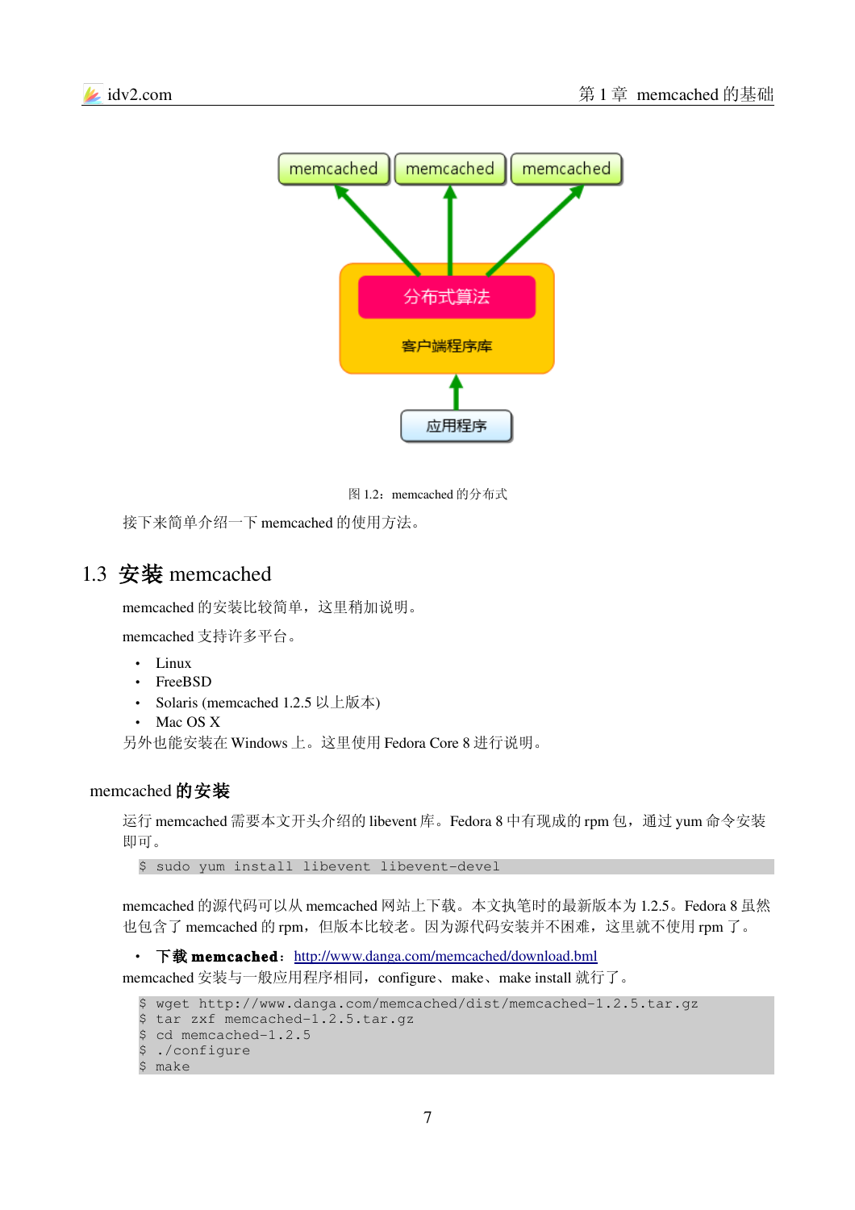图 1.2：memcached 的分布式

接下来简单介绍一下 memcached 的使用方法。

## 1.3 安装 memcached

memcached 的安装比较简单，这里稍加说明。

memcached 支持许多平台。

- Linux
- FreeBSD
- Solaris (memcached 1.2.5 以上版本)
- Mac OS X

另外也能安装在 Windows 上。这里使用 Fedora Core 8 进行说明。

### memcached 的安装

运行 memcached 需要本文开头介绍的 libevent 库。Fedora 8 中有现成的 rpm 包，通过 yum 命令安装即可。

```
$ sudo yum install libevent libevent-devel
```

memcached 的源代码可以从 memcached 网站上下载。本文执笔时的最新版本为 1.2.5。Fedora 8 虽然也包含了 memcached 的 rpm，但版本比较老。因为源代码安装并不困难，这里就不使用 rpm 了。

- **下载 memcached**：http://www.danga.com/memcached/download.bml

memcached 安装与一般应用程序相同，configure、make、make install 就行了。

```
$ wget http://www.danga.com/memcached/dist/memcached-1.2.5.tar.gz
$ tar zxf memcached-1.2.5.tar.gz
$ cd memcached-1.2.5
$ ./configure
$ make
```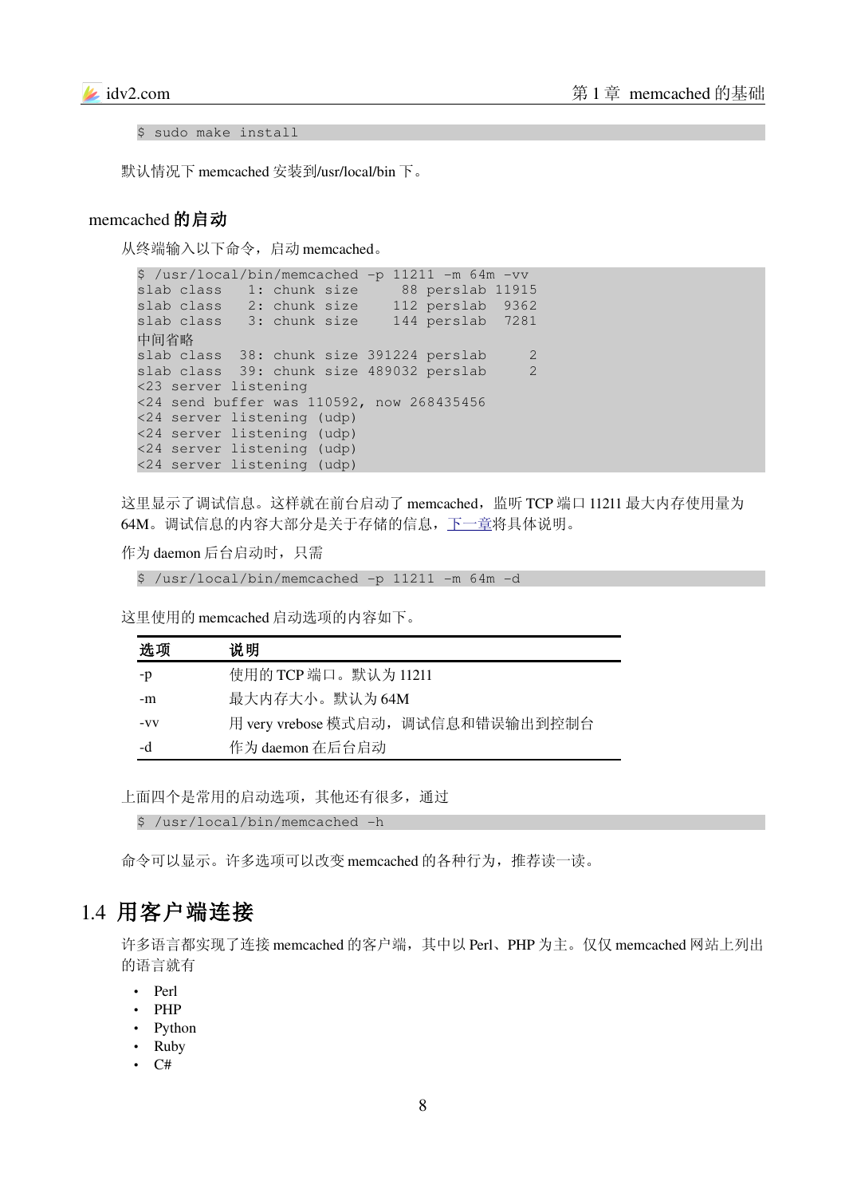```
$ sudo make install
```

默认情况下 memcached 安装到/usr/local/bin 下。

### memcached 的启动

从终端输入以下命令，启动 memcached。

```
$ /usr/local/bin/memcached -p 11211 -m 64m -vv
slab class   1: chunk size     88 perslab 11915
slab class   2: chunk size    112 perslab  9362
slab class   3: chunk size    144 perslab  7281
中间省略
slab class  38: chunk size 391224 perslab      2
slab class  39: chunk size 489032 perslab      2
<23 server listening
<24 send buffer was 110592, now 268435456
<24 server listening (udp)
<24 server listening (udp)
<24 server listening (udp)
<24 server listening (udp)
```

这里显示了调试信息。这样就在前台启动了 memcached，监听 TCP 端口 11211 最大内存使用量为 64M。调试信息的内容大部分是关于存储的信息，下一章将具体说明。

作为 daemon 后台启动时，只需

```
$ /usr/local/bin/memcached -p 11211 -m 64m -d
```

这里使用的 memcached 启动选项的内容如下。

| 选项 | 说明 |
|---|---|
| -p | 使用的 TCP 端口。默认为 11211 |
| -m | 最大内存大小。默认为 64M |
| -vv | 用 very vrebose 模式启动，调试信息和错误输出到控制台 |
| -d | 作为 daemon 在后台启动 |

上面四个是常用的启动选项，其他还有很多，通过

```
$ /usr/local/bin/memcached -h
```

命令可以显示。许多选项可以改变 memcached 的各种行为，推荐读一读。

## 1.4 用客户端连接

许多语言都实现了连接 memcached 的客户端，其中以 Perl、PHP 为主。仅仅 memcached 网站上列出的语言就有

- Perl
- PHP
- Python
- Ruby
- C#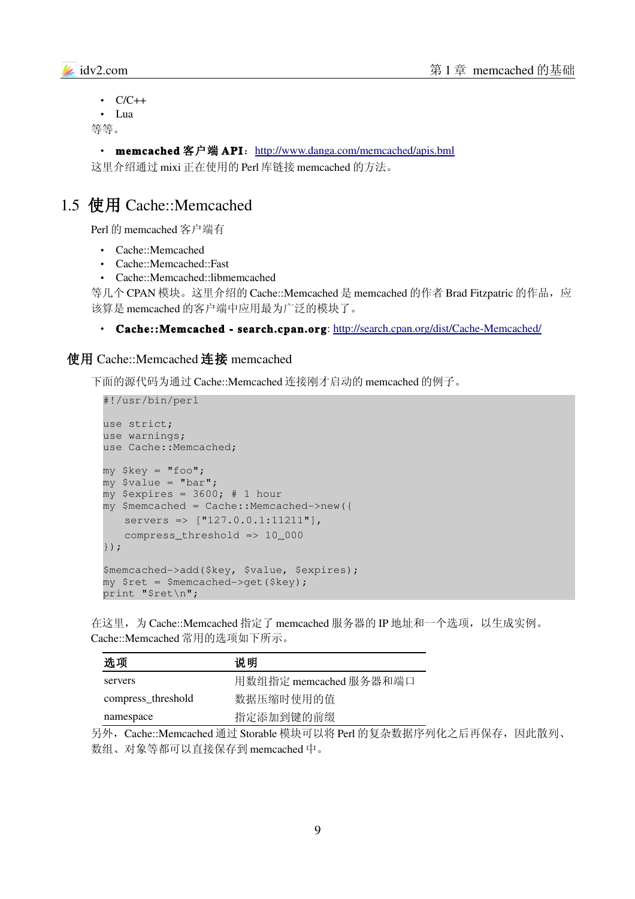- C/C++
- Lua

等等。

- **memcached 客户端 API**：http://www.danga.com/memcached/apis.bml

这里介绍通过 mixi 正在使用的 Perl 库链接 memcached 的方法。

## 1.5 使用 Cache::Memcached

Perl 的 memcached 客户端有

- Cache::Memcached
- Cache::Memcached::Fast
- Cache::Memcached::libmemcached

等几个 CPAN 模块。这里介绍的 Cache::Memcached 是 memcached 的作者 Brad Fitzpatric 的作品，应该算是 memcached 的客户端中应用最为广泛的模块了。

- **Cache::Memcached - search.cpan.org**: http://search.cpan.org/dist/Cache-Memcached/

### 使用 Cache::Memcached 连接 memcached

下面的源代码为通过 Cache::Memcached 连接刚才启动的 memcached 的例子。

```
#!/usr/bin/perl

use strict;
use warnings;
use Cache::Memcached;

my $key = "foo";
my $value = "bar";
my $expires = 3600; # 1 hour
my $memcached = Cache::Memcached->new({
    servers => ["127.0.0.1:11211"],
    compress_threshold => 10_000
});

$memcached->add($key, $value, $expires);
my $ret = $memcached->get($key);
print "$ret\n";
```

在这里，为 Cache::Memcached 指定了 memcached 服务器的 IP 地址和一个选项，以生成实例。Cache::Memcached 常用的选项如下所示。

| 选项 | 说明 |
|---|---|
| servers | 用数组指定 memcached 服务器和端口 |
| compress_threshold | 数据压缩时使用的值 |
| namespace | 指定添加到键的前缀 |

另外，Cache::Memcached 通过 Storable 模块可以将 Perl 的复杂数据序列化之后再保存，因此散列、数组、对象等都可以直接保存到 memcached 中。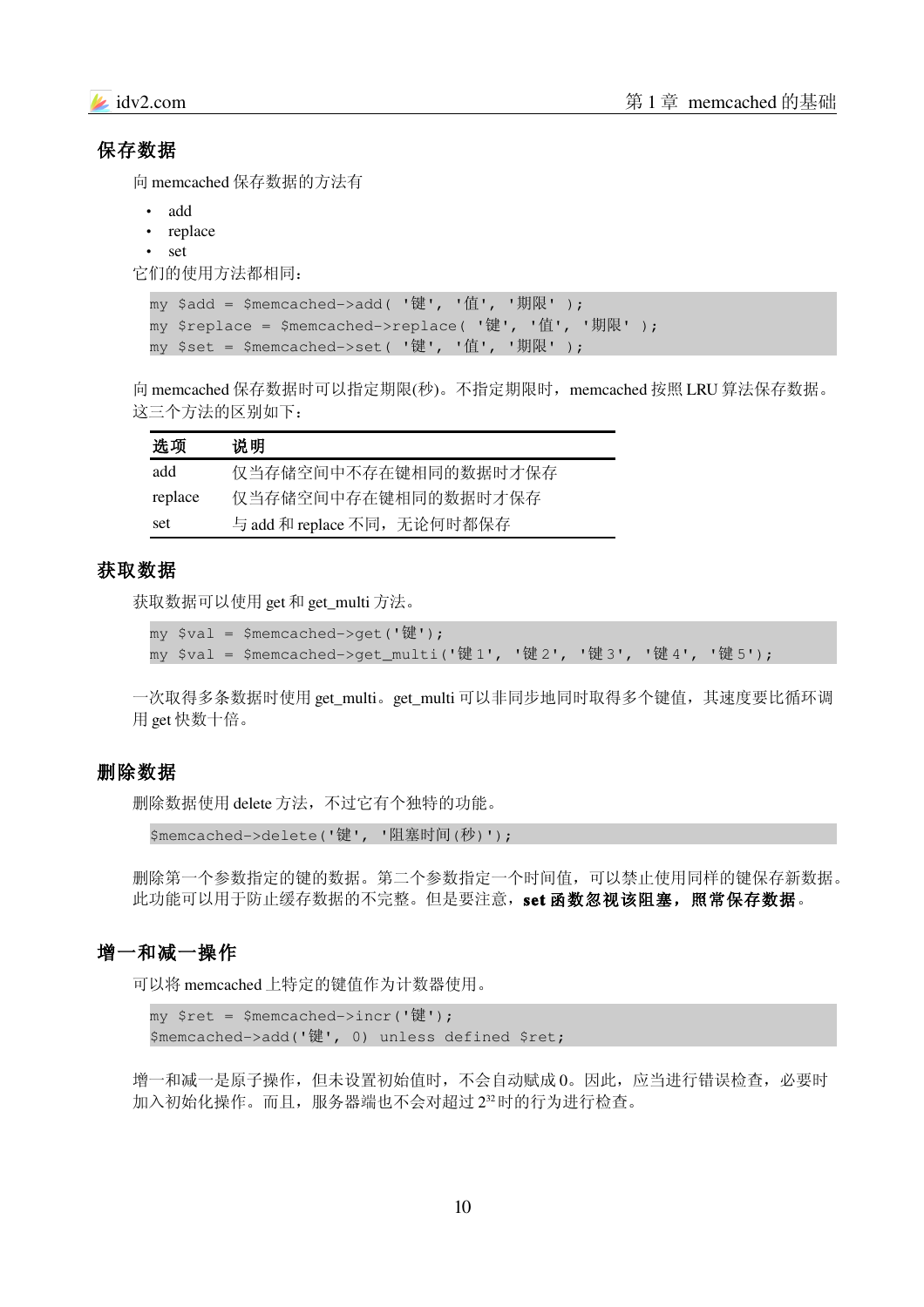## 保存数据

向 memcached 保存数据的方法有

- add
- replace
- set

它们的使用方法都相同：

```
my $add = $memcached->add( '键', '值', '期限' );
my $replace = $memcached->replace( '键', '值', '期限' );
my $set = $memcached->set( '键', '值', '期限' );
```

向 memcached 保存数据时可以指定期限(秒)。不指定期限时，memcached 按照 LRU 算法保存数据。这三个方法的区别如下：

| 选项 | 说明 |
|---|---|
| add | 仅当存储空间中不存在键相同的数据时才保存 |
| replace | 仅当存储空间中存在键相同的数据时才保存 |
| set | 与 add 和 replace 不同，无论何时都保存 |

## 获取数据

获取数据可以使用 get 和 get_multi 方法。

```
my $val = $memcached->get('键');
my $val = $memcached->get_multi('键1', '键2', '键3', '键4', '键5');
```

一次取得多条数据时使用 get_multi。get_multi 可以非同步地同时取得多个键值，其速度要比循环调用 get 快数十倍。

## 删除数据

删除数据使用 delete 方法，不过它有个独特的功能。

```
$memcached->delete('键', '阻塞时间(秒)');
```

删除第一个参数指定的键的数据。第二个参数指定一个时间值，可以禁止使用同样的键保存新数据。此功能可以用于防止缓存数据的不完整。但是要注意，**set 函数忽视该阻塞，照常保存数据**。

## 增一和减一操作

可以将 memcached 上特定的键值作为计数器使用。

```
my $ret = $memcached->incr('键');
$memcached->add('键', 0) unless defined $ret;
```

增一和减一是原子操作，但未设置初始值时，不会自动赋成 0。因此，应当进行错误检查，必要时加入初始化操作。而且，服务器端也不会对超过 $2^{32}$ 时的行为进行检查。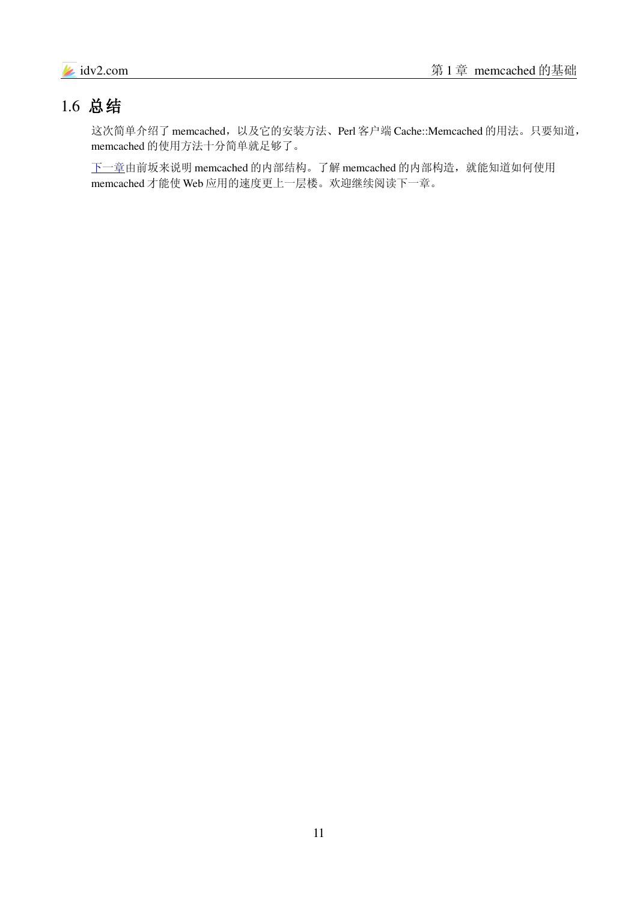## 1.6 总结

这次简单介绍了 memcached，以及它的安装方法、Perl 客户端 Cache::Memcached 的用法。只要知道，memcached 的使用方法十分简单就足够了。

下一章由前坂来说明 memcached 的内部结构。了解 memcached 的内部构造，就能知道如何使用 memcached 才能使 Web 应用的速度更上一层楼。欢迎继续阅读下一章。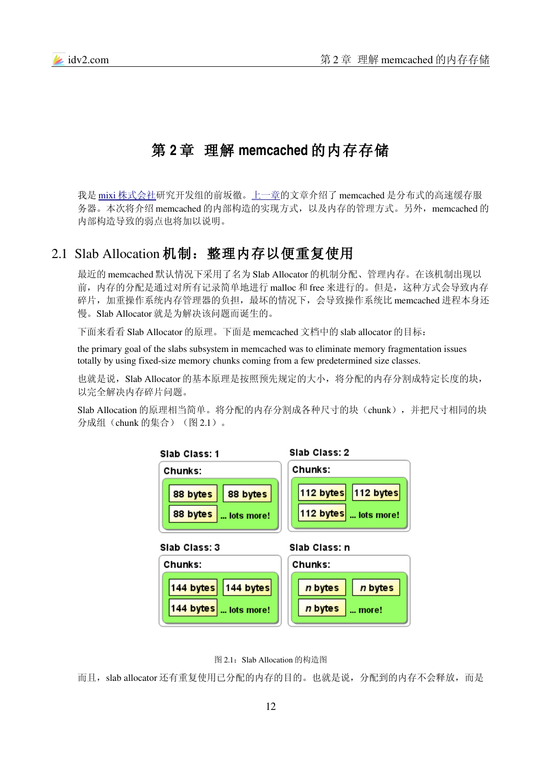# 第 2 章 理解 memcached 的内存存储

我是 mixi 株式会社研究开发组的前坂徹。上一章的文章介绍了 memcached 是分布式的高速缓存服务器。本次将介绍 memcached 的内部构造的实现方式，以及内存的管理方式。另外，memcached 的内部构造导致的弱点也将加以说明。

## 2.1 Slab Allocation 机制：整理内存以便重复使用

最近的 memcached 默认情况下采用了名为 Slab Allocator 的机制分配、管理内存。在该机制出现以前，内存的分配是通过对所有记录简单地进行 malloc 和 free 来进行的。但是，这种方式会导致内存碎片，加重操作系统内存管理器的负担，最坏的情况下，会导致操作系统比 memcached 进程本身还慢。Slab Allocator 就是为解决该问题而诞生的。

下面来看看 Slab Allocator 的原理。下面是 memcached 文档中的 slab allocator 的目标：

the primary goal of the slabs subsystem in memcached was to eliminate memory fragmentation issues totally by using fixed-size memory chunks coming from a few predetermined size classes.

也就是说，Slab Allocator 的基本原理是按照预先规定的大小，将分配的内存分割成特定长度的块，以完全解决内存碎片问题。

Slab Allocation 的原理相当简单。将分配的内存分割成各种尺寸的块（chunk），并把尺寸相同的块分成组（chunk 的集合）（图 2.1）。

图 2.1：Slab Allocation 的构造图

而且，slab allocator 还有重复使用已分配的内存的目的。也就是说，分配到的内存不会释放，而是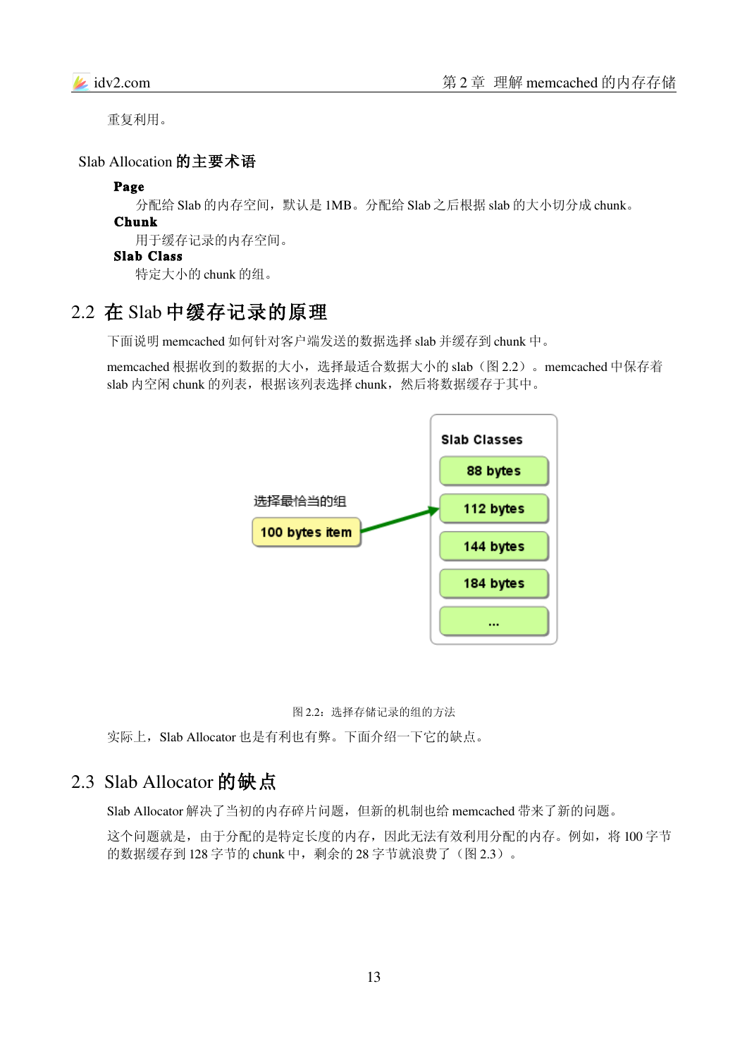重复利用。

### Slab Allocation 的主要术语

**Page**
分配给 Slab 的内存空间，默认是 1MB。分配给 Slab 之后根据 slab 的大小切分成 chunk。

**Chunk**
用于缓存记录的内存空间。

**Slab Class**
特定大小的 chunk 的组。

## 2.2 在 Slab 中缓存记录的原理

下面说明 memcached 如何针对客户端发送的数据选择 slab 并缓存到 chunk 中。

memcached 根据收到的数据的大小，选择最适合数据大小的 slab（图 2.2）。memcached 中保存着 slab 内空闲 chunk 的列表，根据该列表选择 chunk，然后将数据缓存于其中。

图 2.2：选择存储记录的组的方法

实际上，Slab Allocator 也是有利也有弊。下面介绍一下它的缺点。

## 2.3 Slab Allocator 的缺点

Slab Allocator 解决了当初的内存碎片问题，但新的机制也给 memcached 带来了新的问题。

这个问题就是，由于分配的是特定长度的内存，因此无法有效利用分配的内存。例如，将 100 字节的数据缓存到 128 字节的 chunk 中，剩余的 28 字节就浪费了（图 2.3）。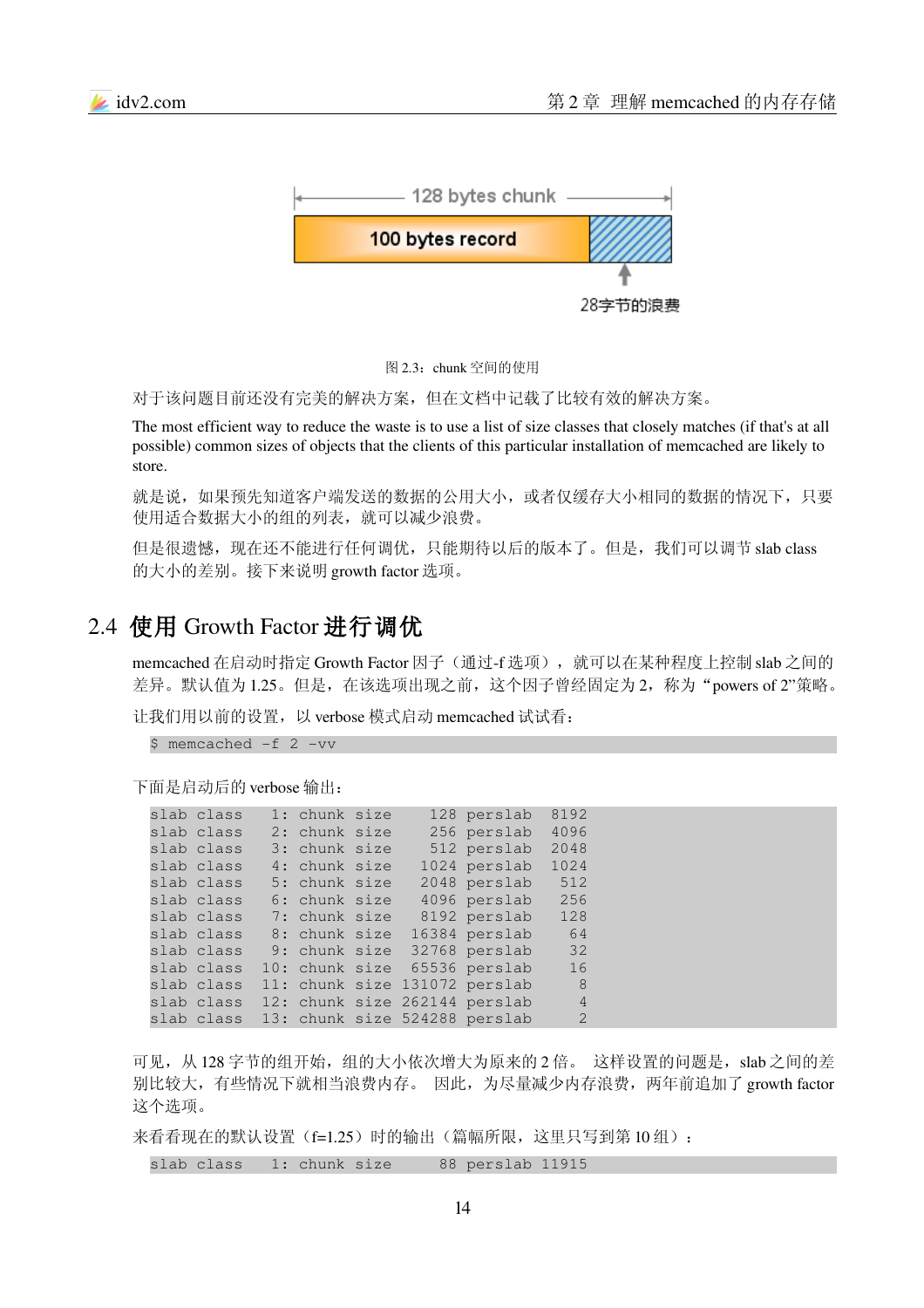图 2.3：chunk 空间的使用

对于该问题目前还没有完美的解决方案，但在文档中记载了比较有效的解决方案。

The most efficient way to reduce the waste is to use a list of size classes that closely matches (if that's at all possible) common sizes of objects that the clients of this particular installation of memcached are likely to store.

就是说，如果预先知道客户端发送的数据的公用大小，或者仅缓存大小相同的数据的情况下，只要使用适合数据大小的组的列表，就可以减少浪费。

但是很遗憾，现在还不能进行任何调优，只能期待以后的版本了。但是，我们可以调节 slab class 的大小的差别。接下来说明 growth factor 选项。

## 2.4 使用 Growth Factor 进行调优

memcached 在启动时指定 Growth Factor 因子（通过-f 选项），就可以在某种程度上控制 slab 之间的差异。默认值为 1.25。但是，在该选项出现之前，这个因子曾经固定为 2，称为“powers of 2”策略。

让我们用以前的设置，以 verbose 模式启动 memcached 试试看：

```
$ memcached -f 2 -vv
```

下面是启动后的 verbose 输出：

```
slab class   1: chunk size    128 perslab  8192
slab class   2: chunk size    256 perslab  4096
slab class   3: chunk size    512 perslab  2048
slab class   4: chunk size   1024 perslab  1024
slab class   5: chunk size   2048 perslab   512
slab class   6: chunk size   4096 perslab   256
slab class   7: chunk size   8192 perslab   128
slab class   8: chunk size  16384 perslab    64
slab class   9: chunk size  32768 perslab    32
slab class  10: chunk size  65536 perslab    16
slab class  11: chunk size 131072 perslab     8
slab class  12: chunk size 262144 perslab     4
slab class  13: chunk size 524288 perslab     2
```

可见，从 128 字节的组开始，组的大小依次增大为原来的 2 倍。 这样设置的问题是，slab 之间的差别比较大，有些情况下就相当浪费内存。 因此，为尽量减少内存浪费，两年前追加了 growth factor 这个选项。

来看看现在的默认设置（f=1.25）时的输出（篇幅所限，这里只写到第 10 组）：

```
slab class   1: chunk size     88 perslab 11915
```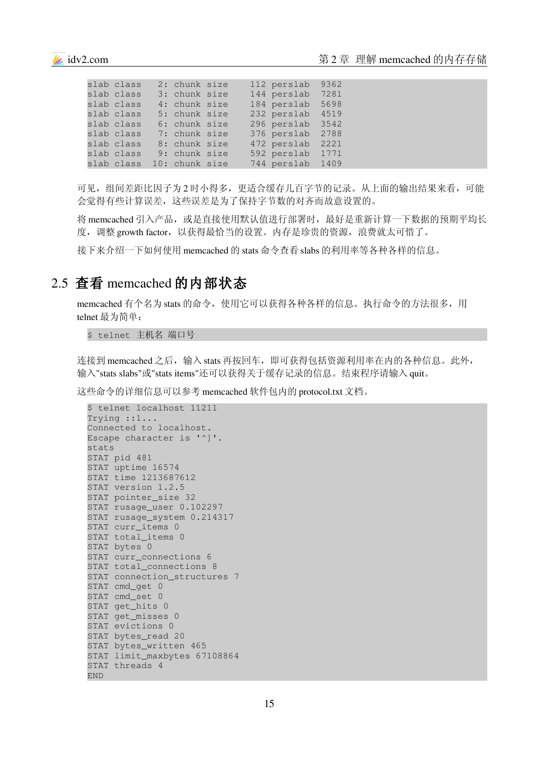```
slab class   2: chunk size    112 perslab  9362
slab class   3: chunk size    144 perslab  7281
slab class   4: chunk size    184 perslab  5698
slab class   5: chunk size    232 perslab  4519
slab class   6: chunk size    296 perslab  3542
slab class   7: chunk size    376 perslab  2788
slab class   8: chunk size    472 perslab  2221
slab class   9: chunk size    592 perslab  1771
slab class  10: chunk size    744 perslab  1409
```

可见，组间差距比因子为 2 时小得多，更适合缓存几百字节的记录。从上面的输出结果来看，可能会觉得有些计算误差，这些误差是为了保持字节数的对齐而故意设置的。

将 memcached 引入产品，或是直接使用默认值进行部署时，最好是重新计算一下数据的预期平均长度，调整 growth factor，以获得最恰当的设置。内存是珍贵的资源，浪费就太可惜了。

接下来介绍一下如何使用 memcached 的 stats 命令查看 slabs 的利用率等各种各样的信息。

## 2.5 查看 memcached 的内部状态

memcached 有个名为 stats 的命令，使用它可以获得各种各样的信息。执行命令的方法很多，用 telnet 最为简单：

```
$ telnet 主机名 端口号
```

连接到 memcached 之后，输入 stats 再按回车，即可获得包括资源利用率在内的各种信息。此外，输入"stats slabs"或"stats items"还可以获得关于缓存记录的信息。结束程序请输入 quit。

这些命令的详细信息可以参考 memcached 软件包内的 protocol.txt 文档。

```
$ telnet localhost 11211
Trying ::1...
Connected to localhost.
Escape character is '^]'.
stats
STAT pid 481
STAT uptime 16574
STAT time 1213687612
STAT version 1.2.5
STAT pointer_size 32
STAT rusage_user 0.102297
STAT rusage_system 0.214317
STAT curr_items 0
STAT total_items 0
STAT bytes 0
STAT curr_connections 6
STAT total_connections 8
STAT connection_structures 7
STAT cmd_get 0
STAT cmd_set 0
STAT get_hits 0
STAT get_misses 0
STAT evictions 0
STAT bytes_read 20
STAT bytes_written 465
STAT limit_maxbytes 67108864
STAT threads 4
END
```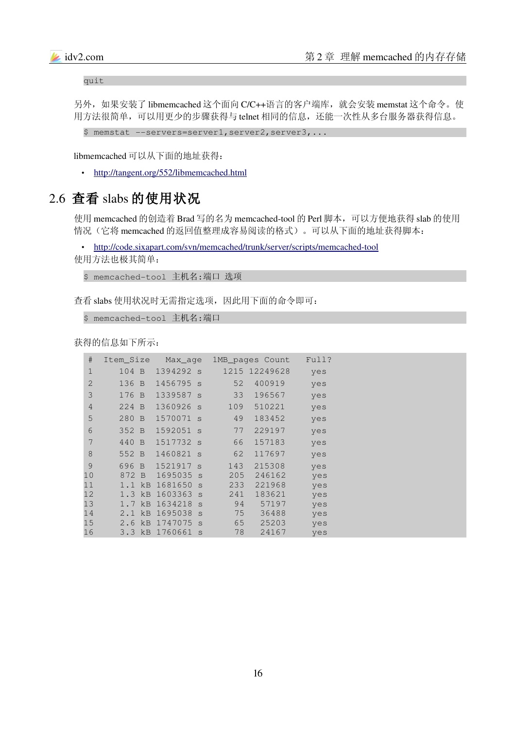```
quit
```

另外，如果安装了 libmemcached 这个面向 C/C++语言的客户端库，就会安装 memstat 这个命令。使用方法很简单，可以用更少的步骤获得与 telnet 相同的信息，还能一次性从多台服务器获得信息。

```
$ memstat --servers=server1,server2,server3,...
```

libmemcached 可以从下面的地址获得：

- http://tangent.org/552/libmemcached.html

## 2.6 查看 slabs 的使用状况

使用 memcached 的创造着 Brad 写的名为 memcached-tool 的 Perl 脚本，可以方便地获得 slab 的使用情况（它将 memcached 的返回值整理成容易阅读的格式）。可以从下面的地址获得脚本：

- http://code.sixapart.com/svn/memcached/trunk/server/scripts/memcached-tool

使用方法也极其简单：

```
$ memcached-tool 主机名:端口 选项
```

查看 slabs 使用状况时无需指定选项，因此用下面的命令即可：

```
$ memcached-tool 主机名:端口
```

获得的信息如下所示：

```
 #  Item_Size   Max_age  1MB_pages Count   Full?
 1     104 B  1394292 s    1215 12249628    yes
 2     136 B  1456795 s      52   400919    yes
 3     176 B  1339587 s      33   196567    yes
 4     224 B  1360926 s     109   510221    yes
 5     280 B  1570071 s      49   183452    yes
 6     352 B  1592051 s      77   229197    yes
 7     440 B  1517732 s      66   157183    yes
 8     552 B  1460821 s      62   117697    yes
 9     696 B  1521917 s     143   215308    yes
10     872 B  1695035 s     205   246162    yes
11     1.1 kB 1681650 s     233   221968    yes
12     1.3 kB 1603363 s     241   183621    yes
13     1.7 kB 1634218 s      94    57197    yes
14     2.1 kB 1695038 s      75    36488    yes
15     2.6 kB 1747075 s      65    25203    yes
16     3.3 kB 1760661 s      78    24167    yes
```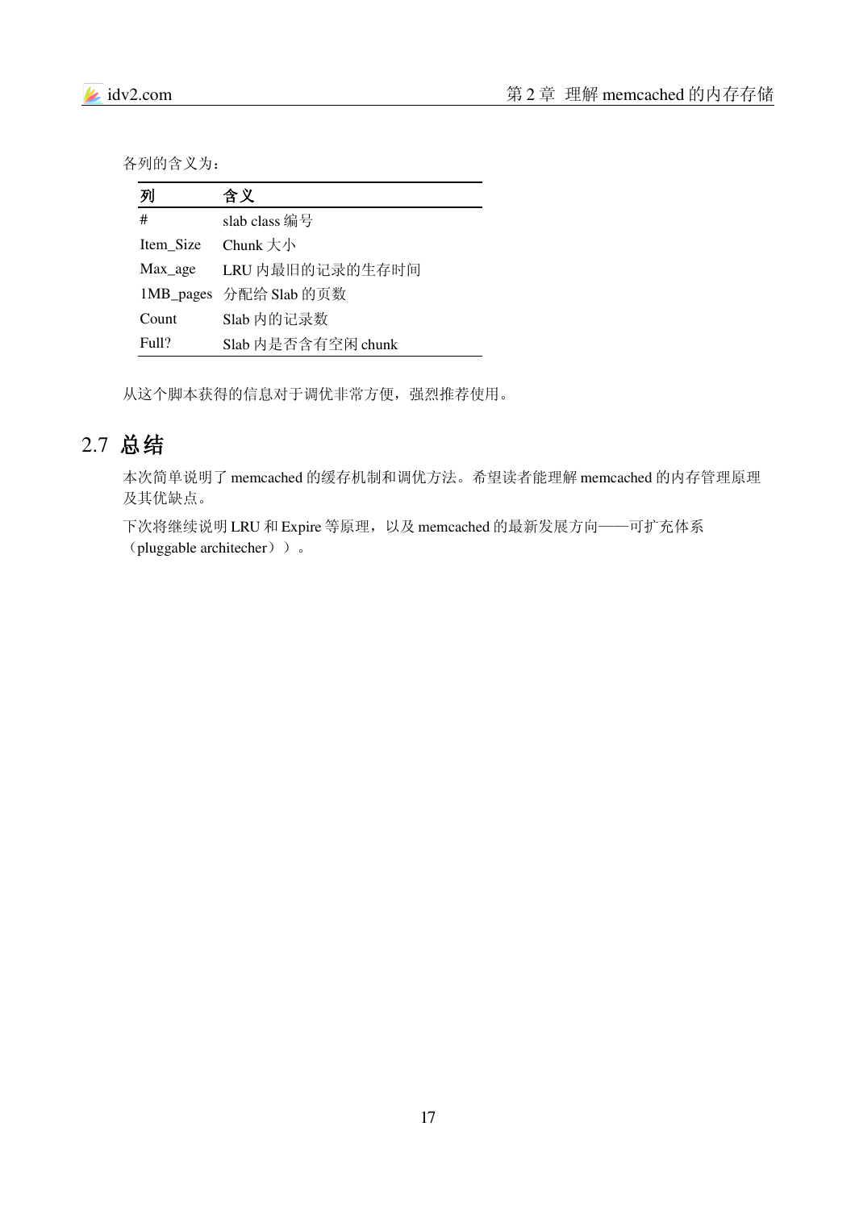各列的含义为：

| 列 | 含义 |
|---|---|
| # | slab class 编号 |
| Item_Size | Chunk 大小 |
| Max_age | LRU 内最旧的记录的生存时间 |
| 1MB_pages | 分配给 Slab 的页数 |
| Count | Slab 内的记录数 |
| Full? | Slab 内是否含有空闲 chunk |

从这个脚本获得的信息对于调优非常方便，强烈推荐使用。

## 2.7 总结

本次简单说明了 memcached 的缓存机制和调优方法。希望读者能理解 memcached 的内存管理原理及其优缺点。

下次将继续说明 LRU 和 Expire 等原理，以及 memcached 的最新发展方向——可扩充体系（pluggable architecher））。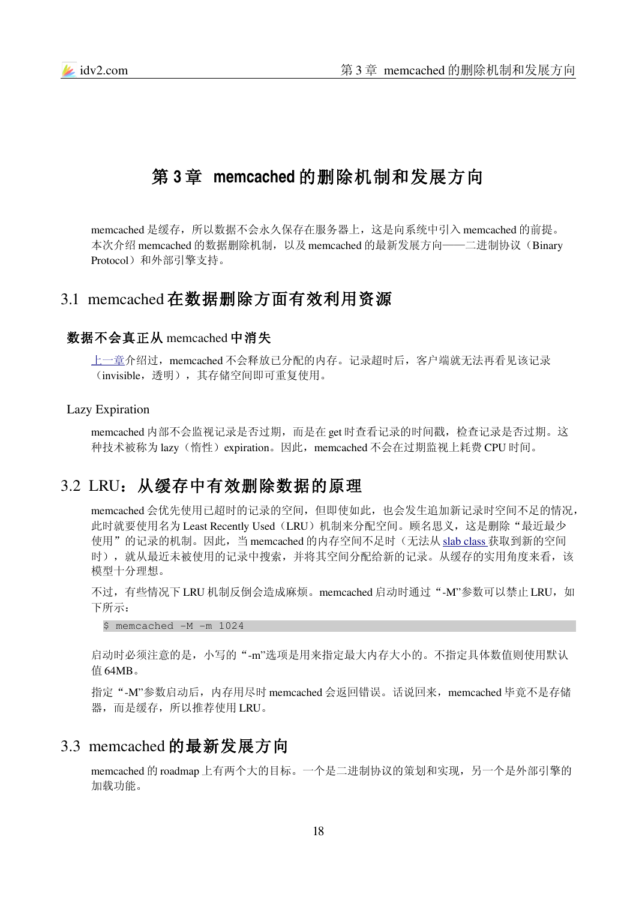# 第 3 章 memcached 的删除机制和发展方向

memcached 是缓存，所以数据不会永久保存在服务器上，这是向系统中引入 memcached 的前提。本次介绍 memcached 的数据删除机制，以及 memcached 的最新发展方向——二进制协议（Binary Protocol）和外部引擎支持。

## 3.1 memcached 在数据删除方面有效利用资源

### 数据不会真正从 memcached 中消失

上一章介绍过，memcached 不会释放已分配的内存。记录超时后，客户端就无法再看见该记录（invisible，透明），其存储空间即可重复使用。

### Lazy Expiration

memcached 内部不会监视记录是否过期，而是在 get 时查看记录的时间戳，检查记录是否过期。这种技术被称为 lazy（惰性）expiration。因此，memcached 不会在过期监视上耗费 CPU 时间。

## 3.2 LRU：从缓存中有效删除数据的原理

memcached 会优先使用已超时的记录的空间，但即使如此，也会发生追加新记录时空间不足的情况，此时就要使用名为 Least Recently Used（LRU）机制来分配空间。顾名思义，这是删除“最近最少使用”的记录的机制。因此，当 memcached 的内存空间不足时（无法从 slab class 获取到新的空间时），就从最近未被使用的记录中搜索，并将其空间分配给新的记录。从缓存的实用角度来看，该模型十分理想。

不过，有些情况下 LRU 机制反倒会造成麻烦。memcached 启动时通过“-M”参数可以禁止 LRU，如下所示：

```
$ memcached -M -m 1024
```

启动时必须注意的是，小写的“-m”选项是用来指定最大内存大小的。不指定具体数值则使用默认值 64MB。

指定“-M”参数启动后，内存用尽时 memcached 会返回错误。话说回来，memcached 毕竟不是存储器，而是缓存，所以推荐使用 LRU。

## 3.3 memcached 的最新发展方向

memcached 的 roadmap 上有两个大的目标。一个是二进制协议的策划和实现，另一个是外部引擎的加载功能。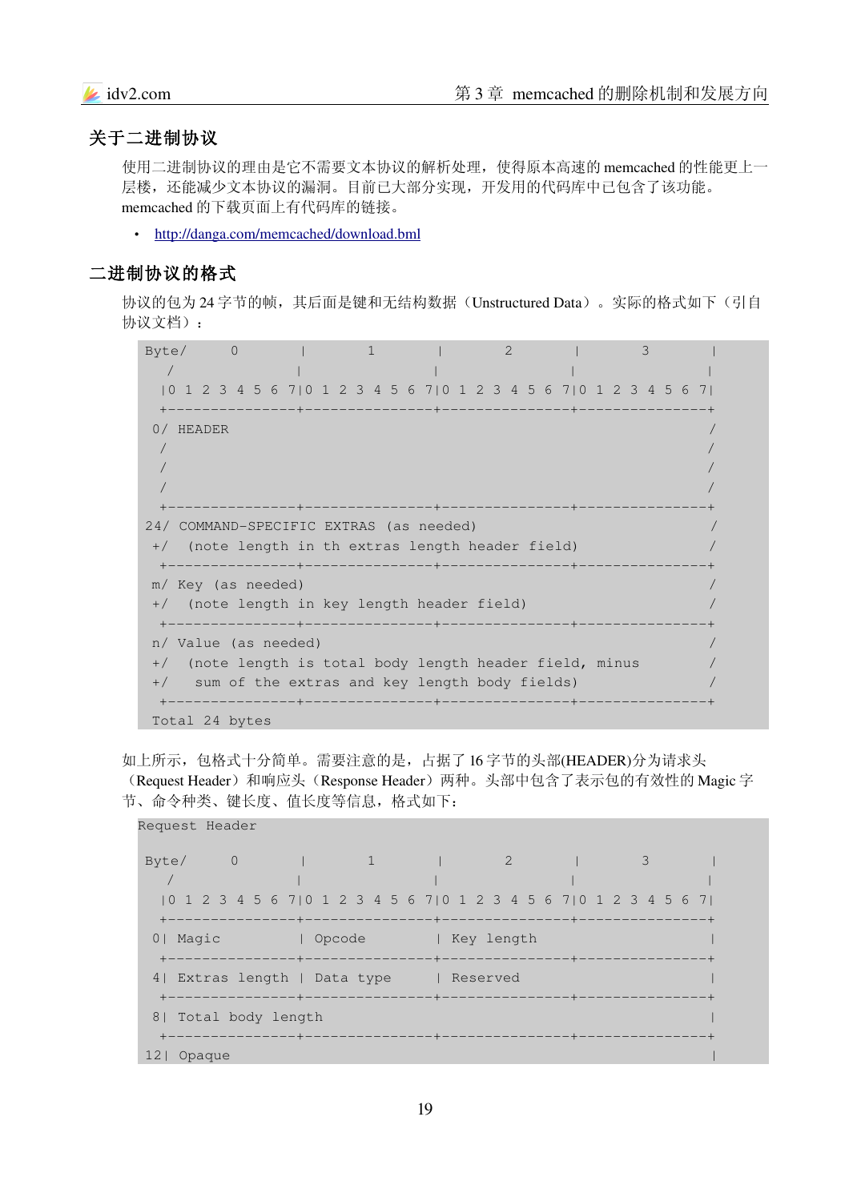## 关于二进制协议

使用二进制协议的理由是它不需要文本协议的解析处理，使得原本高速的 memcached 的性能更上一层楼，还能减少文本协议的漏洞。目前已大部分实现，开发用的代码库中已包含了该功能。memcached 的下载页面上有代码库的链接。

- http://danga.com/memcached/download.bml

## 二进制协议的格式

协议的包为 24 字节的帧，其后面是键和无结构数据（Unstructured Data）。实际的格式如下（引自协议文档）：

```
 Byte/     0       |       1       |       2       |       3       |
    /              |               |               |               |
   |0 1 2 3 4 5 6 7|0 1 2 3 4 5 6 7|0 1 2 3 4 5 6 7|0 1 2 3 4 5 6 7|
   +---------------+---------------+---------------+---------------+
  0/ HEADER                                                        /
   /                                                               /
   /                                                               /
   /                                                               /
   +---------------+---------------+---------------+---------------+
 24/ COMMAND-SPECIFIC EXTRAS (as needed)                           /
  +/  (note length in th extras length header field)               /
   +---------------+---------------+---------------+---------------+
  m/ Key (as needed)                                               /
  +/  (note length in key length header field)                     /
   +---------------+---------------+---------------+---------------+
  n/ Value (as needed)                                             /
  +/  (note length is total body length header field, minus        /
  +/   sum of the extras and key length body fields)               /
   +---------------+---------------+---------------+---------------+
  Total 24 bytes
```

如上所示，包格式十分简单。需要注意的是，占据了 16 字节的头部(HEADER)分为请求头（Request Header）和响应头（Response Header）两种。头部中包含了表示包的有效性的 Magic 字节、命令种类、键长度、值长度等信息，格式如下：

```
Request Header

 Byte/     0       |       1       |       2       |       3       |
    /              |               |               |               |
   |0 1 2 3 4 5 6 7|0 1 2 3 4 5 6 7|0 1 2 3 4 5 6 7|0 1 2 3 4 5 6 7|
   +---------------+---------------+---------------+---------------+
  0| Magic         | Opcode        | Key length                    |
   +---------------+---------------+---------------+---------------+
  4| Extras length | Data type     | Reserved                      |
   +---------------+---------------+---------------+---------------+
  8| Total body length                                             |
   +---------------+---------------+---------------+---------------+
 12| Opaque                                                        |
```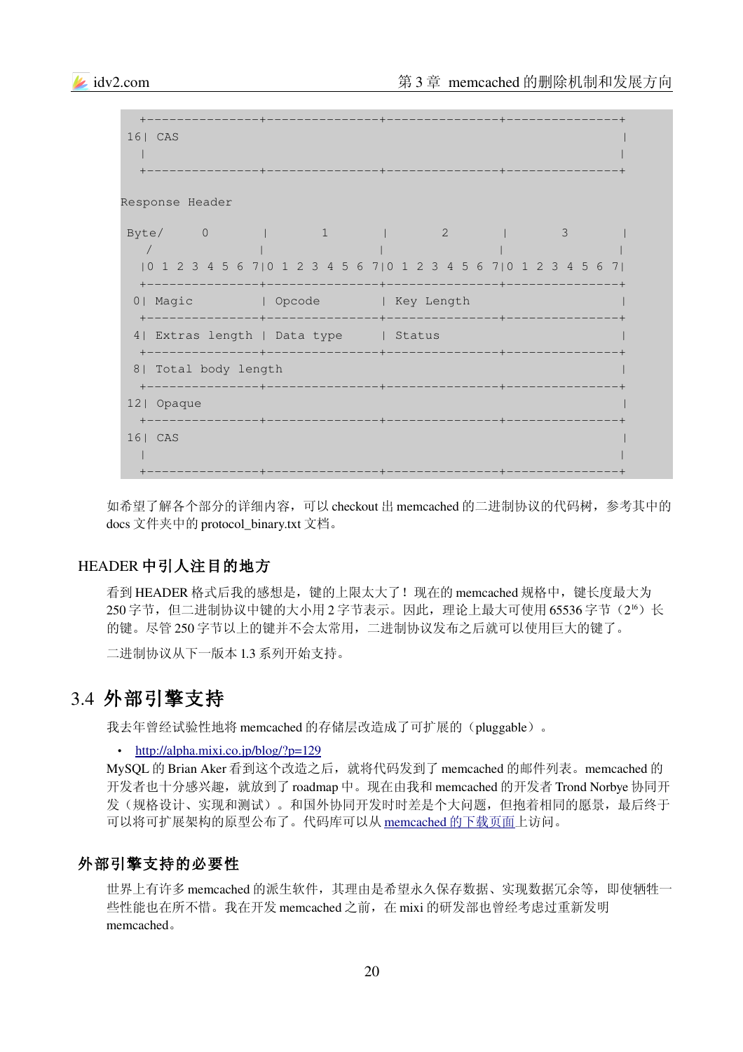```
  +---------------+---------------+---------------+---------------+
 16| CAS                                                           |
   |                                                               |
   +---------------+---------------+---------------+---------------+

Response Header

 Byte/     0       |       1       |       2       |       3       |
    /              |               |               |               |
   |0 1 2 3 4 5 6 7|0 1 2 3 4 5 6 7|0 1 2 3 4 5 6 7|0 1 2 3 4 5 6 7|
   +---------------+---------------+---------------+---------------+
  0| Magic         | Opcode        | Key Length                    |
   +---------------+---------------+---------------+---------------+
  4| Extras length | Data type     | Status                        |
   +---------------+---------------+---------------+---------------+
  8| Total body length                                             |
   +---------------+---------------+---------------+---------------+
 12| Opaque                                                        |
   +---------------+---------------+---------------+---------------+
 16| CAS                                                           |
   |                                                               |
   +---------------+---------------+---------------+---------------+
```

如希望了解各个部分的详细内容，可以 checkout 出 memcached 的二进制协议的代码树，参考其中的 docs 文件夹中的 protocol_binary.txt 文档。

### HEADER 中引人注目的地方

看到 HEADER 格式后我的感想是，键的上限太大了！现在的 memcached 规格中，键长度最大为 250 字节，但二进制协议中键的大小用 2 字节表示。因此，理论上最大可使用 65536 字节（$2^{16}$）长的键。尽管 250 字节以上的键并不会太常用，二进制协议发布之后就可以使用巨大的键了。

二进制协议从下一版本 1.3 系列开始支持。

## 3.4 外部引擎支持

我去年曾经试验性地将 memcached 的存储层改造成了可扩展的（pluggable）。

- http://alpha.mixi.co.jp/blog/?p=129

MySQL 的 Brian Aker 看到这个改造之后，就将代码发到了 memcached 的邮件列表。memcached 的开发者也十分感兴趣，就放到了 roadmap 中。现在由我和 memcached 的开发者 Trond Norbye 协同开发（规格设计、实现和测试）。和国外协同开发时时差是个大问题，但抱着相同的愿景，最后终于可以将可扩展架构的原型公布了。代码库可以从 memcached 的下载页面上访问。

### 外部引擎支持的必要性

世界上有许多 memcached 的派生软件，其理由是希望永久保存数据、实现数据冗余等，即使牺牲一些性能也在所不惜。我在开发 memcached 之前，在 mixi 的研发部也曾经考虑过重新发明 memcached。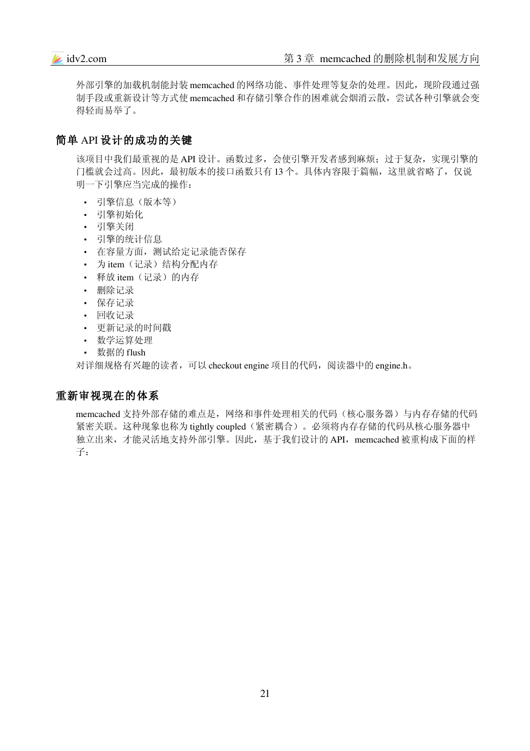外部引擎的加载机制能封装 memcached 的网络功能、事件处理等复杂的处理。因此，现阶段通过强制手段或重新设计等方式使 memcached 和存储引擎合作的困难就会烟消云散，尝试各种引擎就会变得轻而易举了。

## 简单 API 设计的成功的关键

该项目中我们最重视的是 API 设计。函数过多，会使引擎开发者感到麻烦；过于复杂，实现引擎的门槛就会过高。因此，最初版本的接口函数只有 13 个。具体内容限于篇幅，这里就省略了，仅说明一下引擎应当完成的操作：

- 引擎信息（版本等）
- 引擎初始化
- 引擎关闭
- 引擎的统计信息
- 在容量方面，测试给定记录能否保存
- 为 item（记录）结构分配内存
- 释放 item（记录）的内存
- 删除记录
- 保存记录
- 回收记录
- 更新记录的时间戳
- 数学运算处理
- 数据的 flush

对详细规格有兴趣的读者，可以 checkout engine 项目的代码，阅读器中的 engine.h。

## 重新审视现在的体系

memcached 支持外部存储的难点是，网络和事件处理相关的代码（核心服务器）与内存存储的代码紧密关联。这种现象也称为 tightly coupled（紧密耦合）。必须将内存存储的代码从核心服务器中独立出来，才能灵活地支持外部引擎。因此，基于我们设计的 API，memcached 被重构成下面的样子：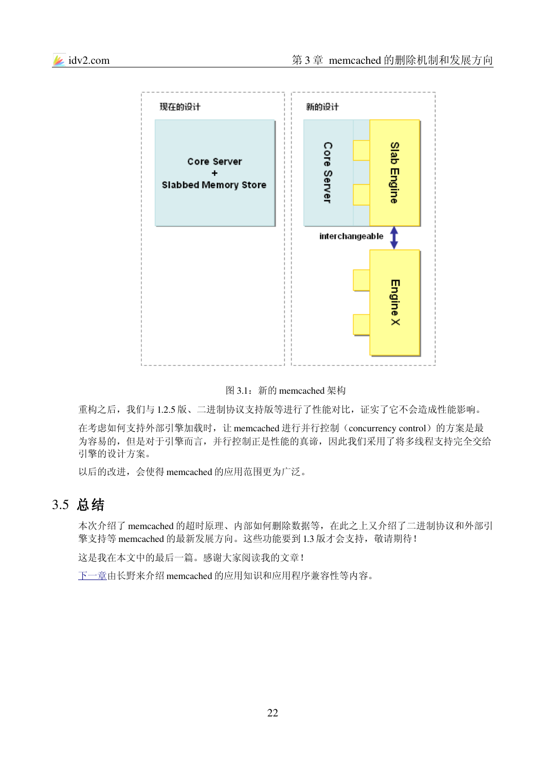现在的设计

Core Server
+
Slabbed Memory Store

新的设计

Core Server

Slab Engine

interchangeable

Engine X

图 3.1：新的 memcached 架构

重构之后，我们与 1.2.5 版、二进制协议支持版等进行了性能对比，证实了它不会造成性能影响。

在考虑如何支持外部引擎加载时，让 memcached 进行并行控制（concurrency control）的方案是最为容易的，但是对于引擎而言，并行控制正是性能的真谛，因此我们采用了将多线程支持完全交给引擎的设计方案。

以后的改进，会使得 memcached 的应用范围更为广泛。

## 3.5 总结

本次介绍了 memcached 的超时原理、内部如何删除数据等，在此之上又介绍了二进制协议和外部引擎支持等 memcached 的最新发展方向。这些功能要到 1.3 版才会支持，敬请期待！

这是我在本文中的最后一篇。感谢大家阅读我的文章！

下一章由长野来介绍 memcached 的应用知识和应用程序兼容性等内容。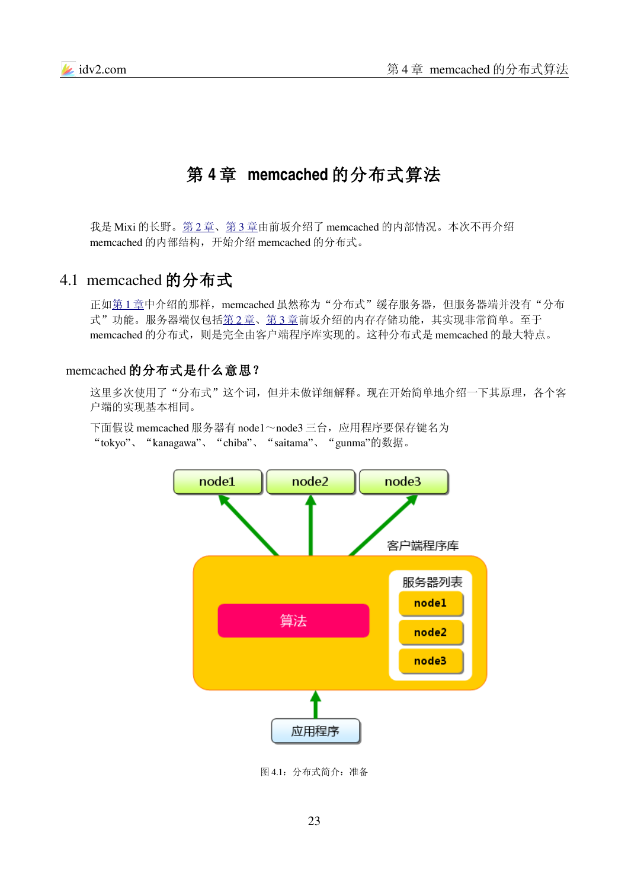# 第 4 章 memcached 的分布式算法

我是 Mixi 的长野。第 2 章、第 3 章由前坂介绍了 memcached 的内部情况。本次不再介绍 memcached 的内部结构，开始介绍 memcached 的分布式。

## 4.1 memcached 的分布式

正如第 1 章中介绍的那样，memcached 虽然称为“分布式”缓存服务器，但服务器端并没有“分布式”功能。服务器端仅包括第 2 章、第 3 章前坂介绍的内存存储功能，其实现非常简单。至于 memcached 的分布式，则是完全由客户端程序库实现的。这种分布式是 memcached 的最大特点。

### memcached 的分布式是什么意思？

这里多次使用了“分布式”这个词，但并未做详细解释。现在开始简单地介绍一下其原理，各个客户端的实现基本相同。

下面假设 memcached 服务器有 node1～node3 三台，应用程序要保存键名为“tokyo”、“kanagawa”、“chiba”、“saitama”、“gunma”的数据。

图 4.1：分布式简介：准备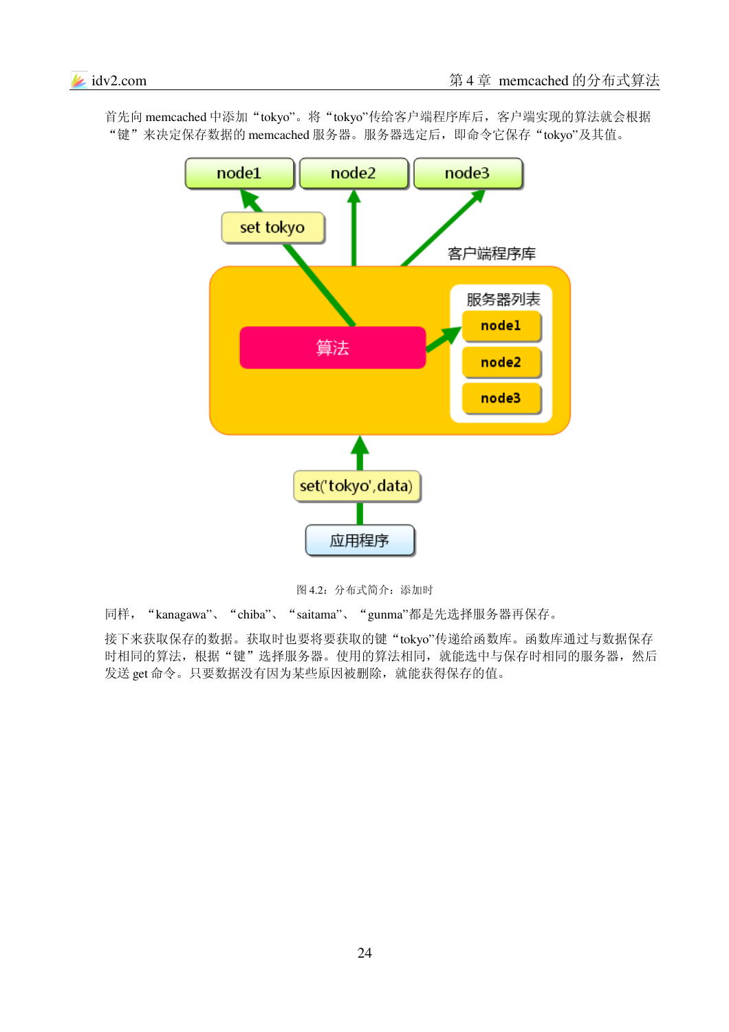首先向 memcached 中添加“tokyo”。将“tokyo”传给客户端程序库后，客户端实现的算法就会根据“键”来决定保存数据的 memcached 服务器。服务器选定后，即命令它保存“tokyo”及其值。

图 4.2：分布式简介：添加时

同样，“kanagawa”、“chiba”、“saitama”、“gunma”都是先选择服务器再保存。

接下来获取保存的数据。获取时也要将要获取的键“tokyo”传递给函数库。函数库通过与数据保存时相同的算法，根据“键”选择服务器。使用的算法相同，就能选中与保存时相同的服务器，然后发送 get 命令。只要数据没有因为某些原因被删除，就能获得保存的值。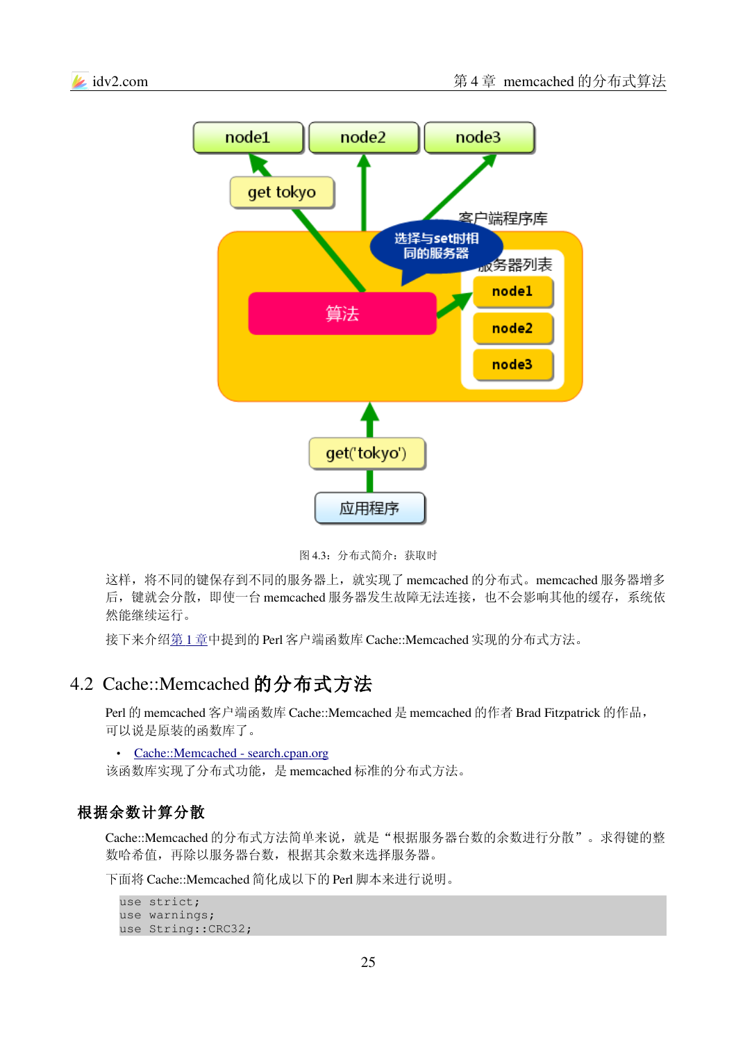图 4.3：分布式简介：获取时

这样，将不同的键保存到不同的服务器上，就实现了 memcached 的分布式。memcached 服务器增多后，键就会分散，即使一台 memcached 服务器发生故障无法连接，也不会影响其他的缓存，系统依然能继续运行。

接下来介绍第 1 章中提到的 Perl 客户端函数库 Cache::Memcached 实现的分布式方法。

## 4.2 Cache::Memcached 的分布式方法

Perl 的 memcached 客户端函数库 Cache::Memcached 是 memcached 的作者 Brad Fitzpatrick 的作品，可以说是原装的函数库了。

- Cache::Memcached - search.cpan.org

该函数库实现了分布式功能，是 memcached 标准的分布式方法。

### 根据余数计算分散

Cache::Memcached 的分布式方法简单来说，就是"根据服务器台数的余数进行分散"。求得键的整数哈希值，再除以服务器台数，根据其余数来选择服务器。

下面将 Cache::Memcached 简化成以下的 Perl 脚本来进行说明。

```
use strict;
use warnings;
use String::CRC32;
```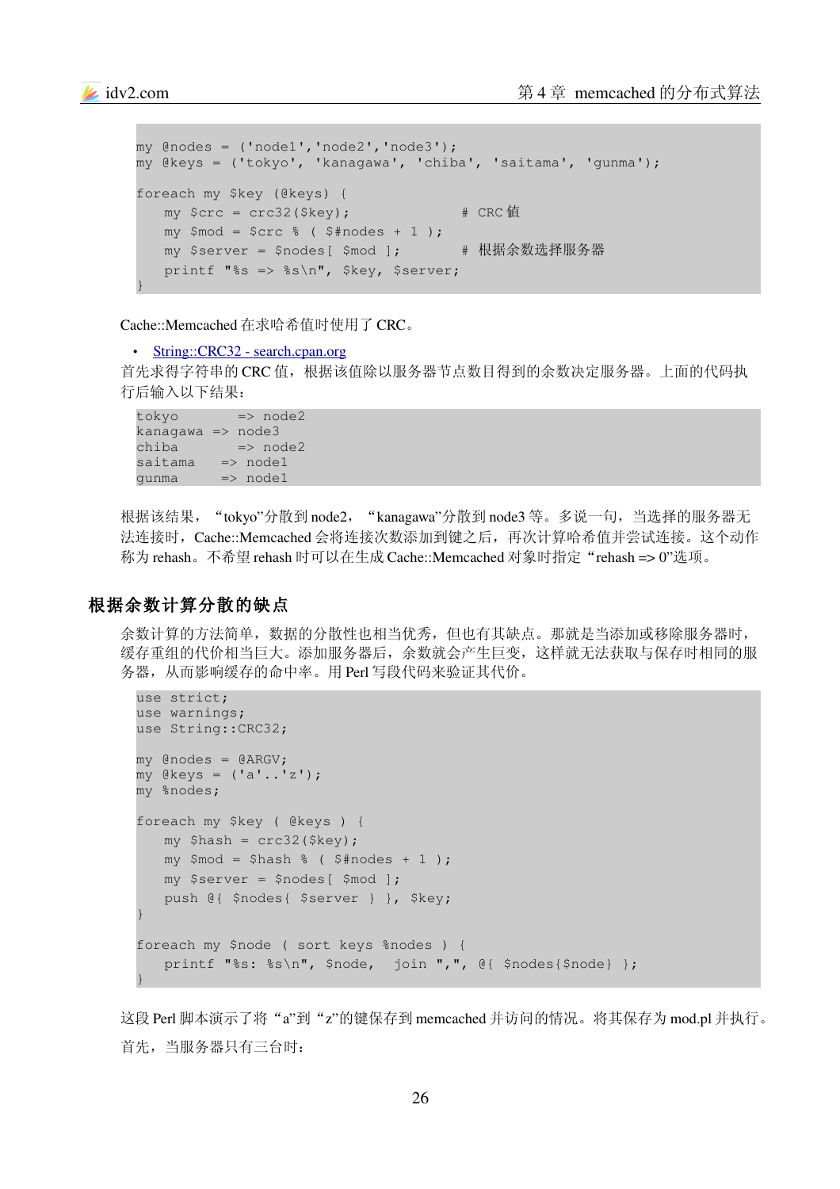```
my @nodes = ('node1','node2','node3');
my @keys = ('tokyo', 'kanagawa', 'chiba', 'saitama', 'gunma');

foreach my $key (@keys) {
    my $crc = crc32($key);             # CRC 值
    my $mod = $crc % ( $#nodes + 1 );
    my $server = $nodes[ $mod ];       # 根据余数选择服务器
    printf "%s => %s\n", $key, $server;
}
```

Cache::Memcached 在求哈希值时使用了 CRC。

- [String::CRC32 - search.cpan.org]()

首先求得字符串的 CRC 值，根据该值除以服务器节点数目得到的余数决定服务器。上面的代码执行后输入以下结果：

```
tokyo       => node2
kanagawa => node3
chiba       => node2
saitama   => node1
gunma     => node1
```

根据该结果，“tokyo”分散到 node2，“kanagawa”分散到 node3 等。多说一句，当选择的服务器无法连接时，Cache::Memcached 会将连接次数添加到键之后，再次计算哈希值并尝试连接。这个动作称为 rehash。不希望 rehash 时可以在生成 Cache::Memcached 对象时指定“rehash => 0”选项。

## 根据余数计算分散的缺点

余数计算的方法简单，数据的分散性也相当优秀，但也有其缺点。那就是当添加或移除服务器时，缓存重组的代价相当巨大。添加服务器后，余数就会产生巨变，这样就无法获取与保存时相同的服务器，从而影响缓存的命中率。用 Perl 写段代码来验证其代价。

```
use strict;
use warnings;
use String::CRC32;

my @nodes = @ARGV;
my @keys = ('a'..'z');
my %nodes;

foreach my $key ( @keys ) {
    my $hash = crc32($key);
    my $mod = $hash % ( $#nodes + 1 );
    my $server = $nodes[ $mod ];
    push @{ $nodes{ $server } }, $key;
}

foreach my $node ( sort keys %nodes ) {
    printf "%s: %s\n", $node,  join ",", @{ $nodes{$node} };
}
```

这段 Perl 脚本演示了将“a”到“z”的键保存到 memcached 并访问的情况。将其保存为 mod.pl 并执行。

首先，当服务器只有三台时：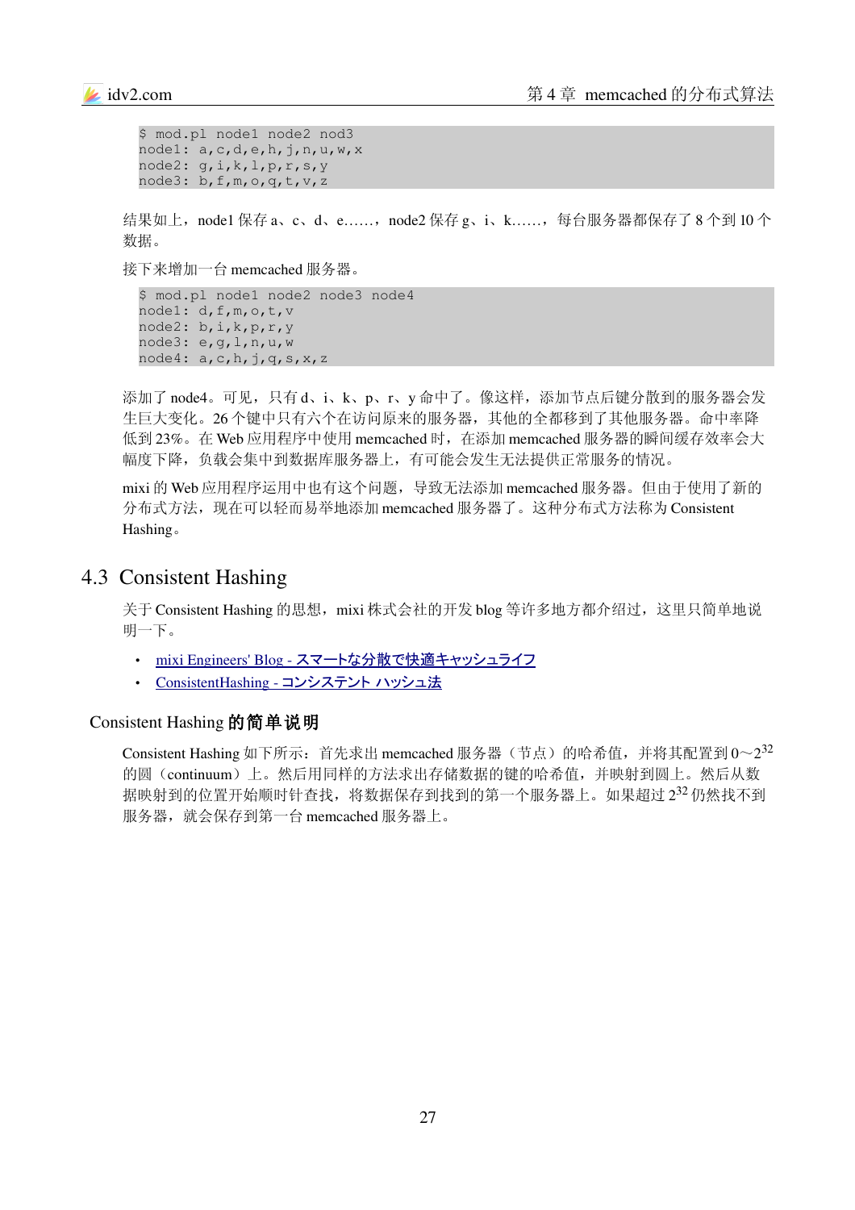```
$ mod.pl node1 node2 nod3
node1: a,c,d,e,h,j,n,u,w,x
node2: g,i,k,l,p,r,s,y
node3: b,f,m,o,q,t,v,z
```

结果如上，node1 保存 a、c、d、e……，node2 保存 g、i、k……，每台服务器都保存了 8 个到 10 个数据。

接下来增加一台 memcached 服务器。

```
$ mod.pl node1 node2 node3 node4
node1: d,f,m,o,t,v
node2: b,i,k,p,r,y
node3: e,g,l,n,u,w
node4: a,c,h,j,q,s,x,z
```

添加了 node4。可见，只有 d、i、k、p、r、y 命中了。像这样，添加节点后键分散到的服务器会发生巨大变化。26 个键中只有六个在访问原来的服务器，其他的全都移到了其他服务器。命中率降低到 23%。在 Web 应用程序中使用 memcached 时，在添加 memcached 服务器的瞬间缓存效率会大幅度下降，负载会集中到数据库服务器上，有可能会发生无法提供正常服务的情况。

mixi 的 Web 应用程序运用中也有这个问题，导致无法添加 memcached 服务器。但由于使用了新的分布式方法，现在可以轻而易举地添加 memcached 服务器了。这种分布式方法称为 Consistent Hashing。

## 4.3 Consistent Hashing

关于 Consistent Hashing 的思想，mixi 株式会社的开发 blog 等许多地方都介绍过，这里只简单地说明一下。

- mixi Engineers' Blog - スマートな分散で快適キャッシュライフ
- ConsistentHashing - コンシステント ハッシュ法

### Consistent Hashing 的简单说明

Consistent Hashing 如下所示：首先求出 memcached 服务器（节点）的哈希值，并将其配置到 $0 \sim 2^{32}$ 的圆（continuum）上。然后用同样的方法求出存储数据的键的哈希值，并映射到圆上。然后从数据映射到的位置开始顺时针查找，将数据保存到找到的第一个服务器上。如果超过 $2^{32}$ 仍然找不到服务器，就会保存到第一台 memcached 服务器上。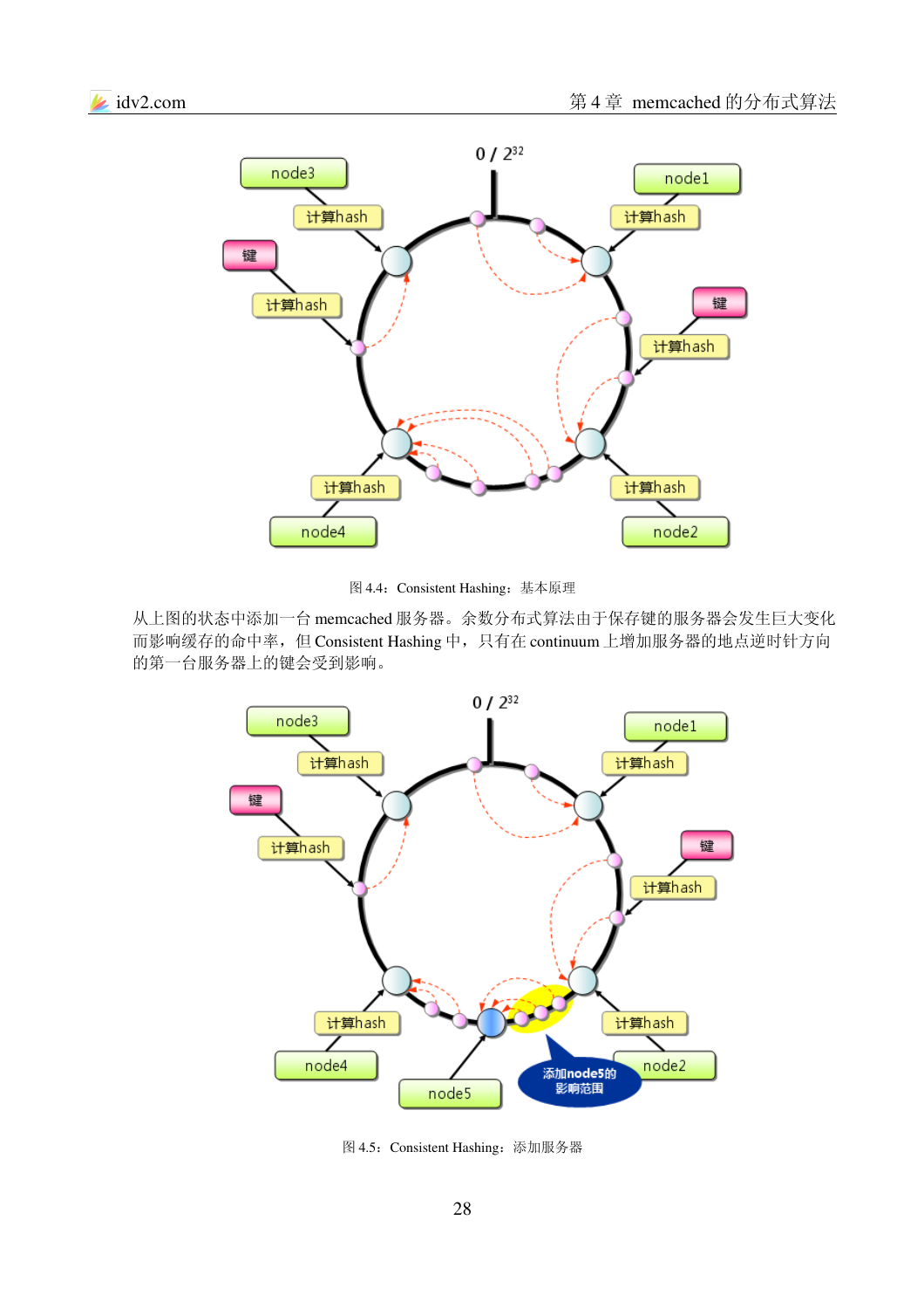图 4.4：Consistent Hashing：基本原理

从上图的状态中添加一台 memcached 服务器。余数分布式算法由于保存键的服务器会发生巨大变化而影响缓存的命中率，但 Consistent Hashing 中，只有在 continuum 上增加服务器的地点逆时针方向的第一台服务器上的键会受到影响。

图 4.5：Consistent Hashing：添加服务器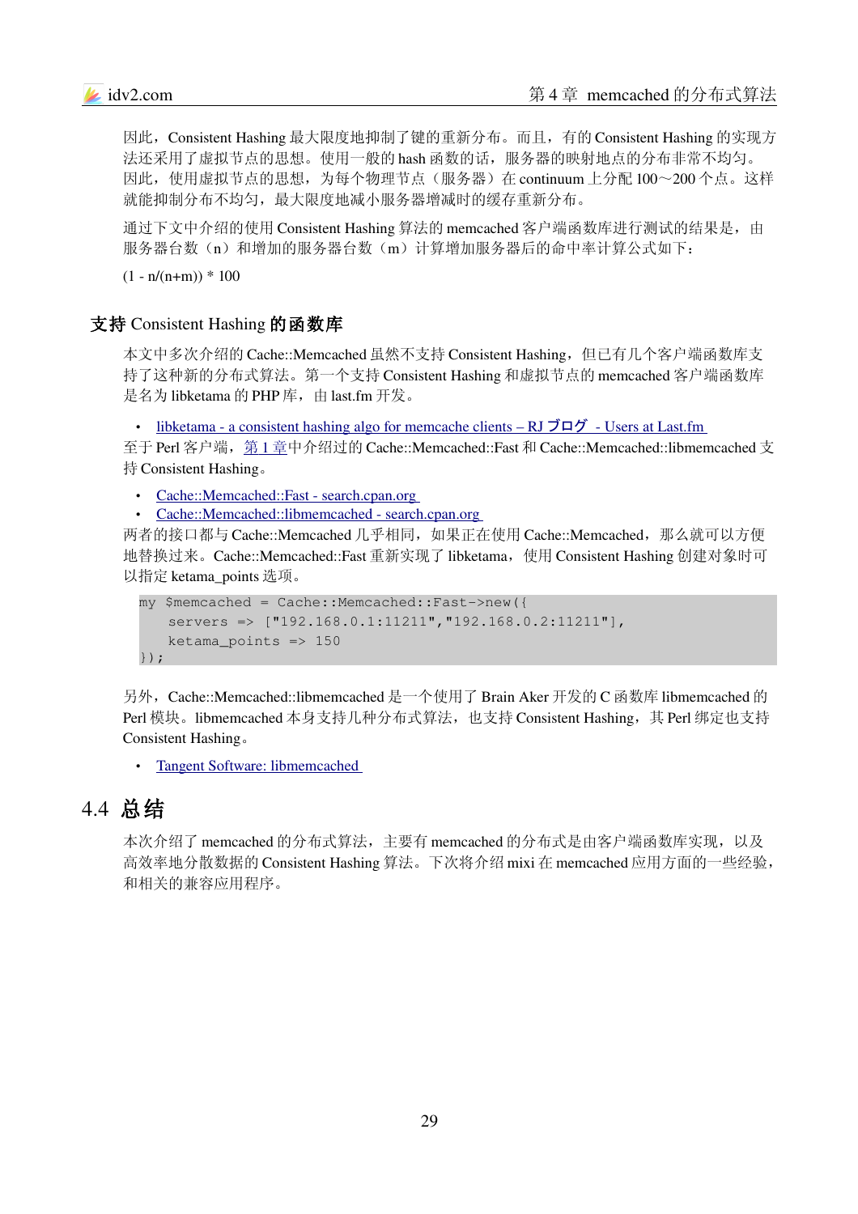因此，Consistent Hashing 最大限度地抑制了键的重新分布。而且，有的 Consistent Hashing 的实现方法还采用了虚拟节点的思想。使用一般的 hash 函数的话，服务器的映射地点的分布非常不均匀。因此，使用虚拟节点的思想，为每个物理节点（服务器）在 continuum 上分配 100～200 个点。这样就能抑制分布不均匀，最大限度地减小服务器增减时的缓存重新分布。

通过下文中介绍的使用 Consistent Hashing 算法的 memcached 客户端函数库进行测试的结果是，由服务器台数（n）和增加的服务器台数（m）计算增加服务器后的命中率计算公式如下：

$(1 - n/(n+m)) * 100$

### 支持 Consistent Hashing 的函数库

本文中多次介绍的 Cache::Memcached 虽然不支持 Consistent Hashing，但已有几个客户端函数库支持了这种新的分布式算法。第一个支持 Consistent Hashing 和虚拟节点的 memcached 客户端函数库是名为 libketama 的 PHP 库，由 last.fm 开发。

- libketama - a consistent hashing algo for memcache clients – RJ ブログ - Users at Last.fm

至于 Perl 客户端，第 1 章中介绍过的 Cache::Memcached::Fast 和 Cache::Memcached::libmemcached 支持 Consistent Hashing。

- Cache::Memcached::Fast - search.cpan.org
- Cache::Memcached::libmemcached - search.cpan.org

两者的接口都与 Cache::Memcached 几乎相同，如果正在使用 Cache::Memcached，那么就可以方便地替换过来。Cache::Memcached::Fast 重新实现了 libketama，使用 Consistent Hashing 创建对象时可以指定 ketama_points 选项。

```
my $memcached = Cache::Memcached::Fast->new({
    servers => ["192.168.0.1:11211","192.168.0.2:11211"],
    ketama_points => 150
});
```

另外，Cache::Memcached::libmemcached 是一个使用了 Brain Aker 开发的 C 函数库 libmemcached 的 Perl 模块。libmemcached 本身支持几种分布式算法，也支持 Consistent Hashing，其 Perl 绑定也支持 Consistent Hashing。

- Tangent Software: libmemcached

## 4.4 总结

本次介绍了 memcached 的分布式算法，主要有 memcached 的分布式是由客户端函数库实现，以及高效率地分散数据的 Consistent Hashing 算法。下次将介绍 mixi 在 memcached 应用方面的一些经验，和相关的兼容应用程序。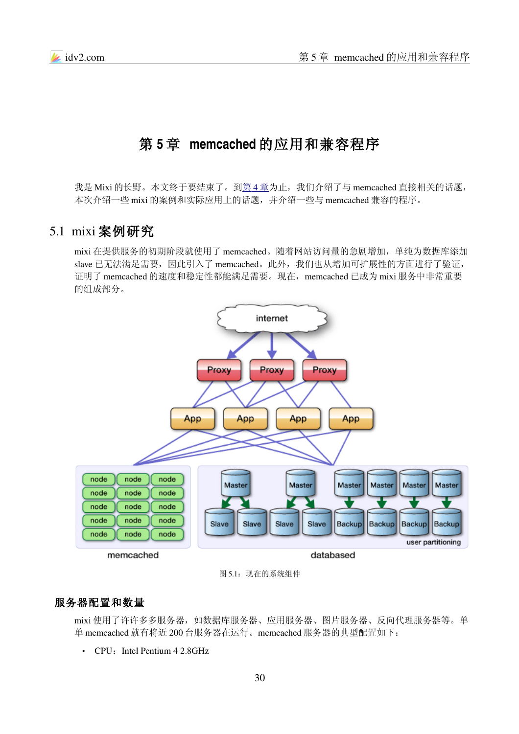# 第 5 章 memcached 的应用和兼容程序

我是 Mixi 的长野。本文终于要结束了。到第 4 章为止，我们介绍了与 memcached 直接相关的话题，本次介绍一些 mixi 的案例和实际应用上的话题，并介绍一些与 memcached 兼容的程序。

## 5.1 mixi 案例研究

mixi 在提供服务的初期阶段就使用了 memcached。随着网站访问量的急剧增加，单纯为数据库添加 slave 已无法满足需要，因此引入了 memcached。此外，我们也从增加可扩展性的方面进行了验证，证明了 memcached 的速度和稳定性都能满足需要。现在，memcached 已成为 mixi 服务中非常重要的组成部分。

图 5.1：现在的系统组件

### 服务器配置和数量

mixi 使用了许许多多服务器，如数据库服务器、应用服务器、图片服务器、反向代理服务器等。单单 memcached 就有将近 200 台服务器在运行。memcached 服务器的典型配置如下：

- CPU：Intel Pentium 4 2.8GHz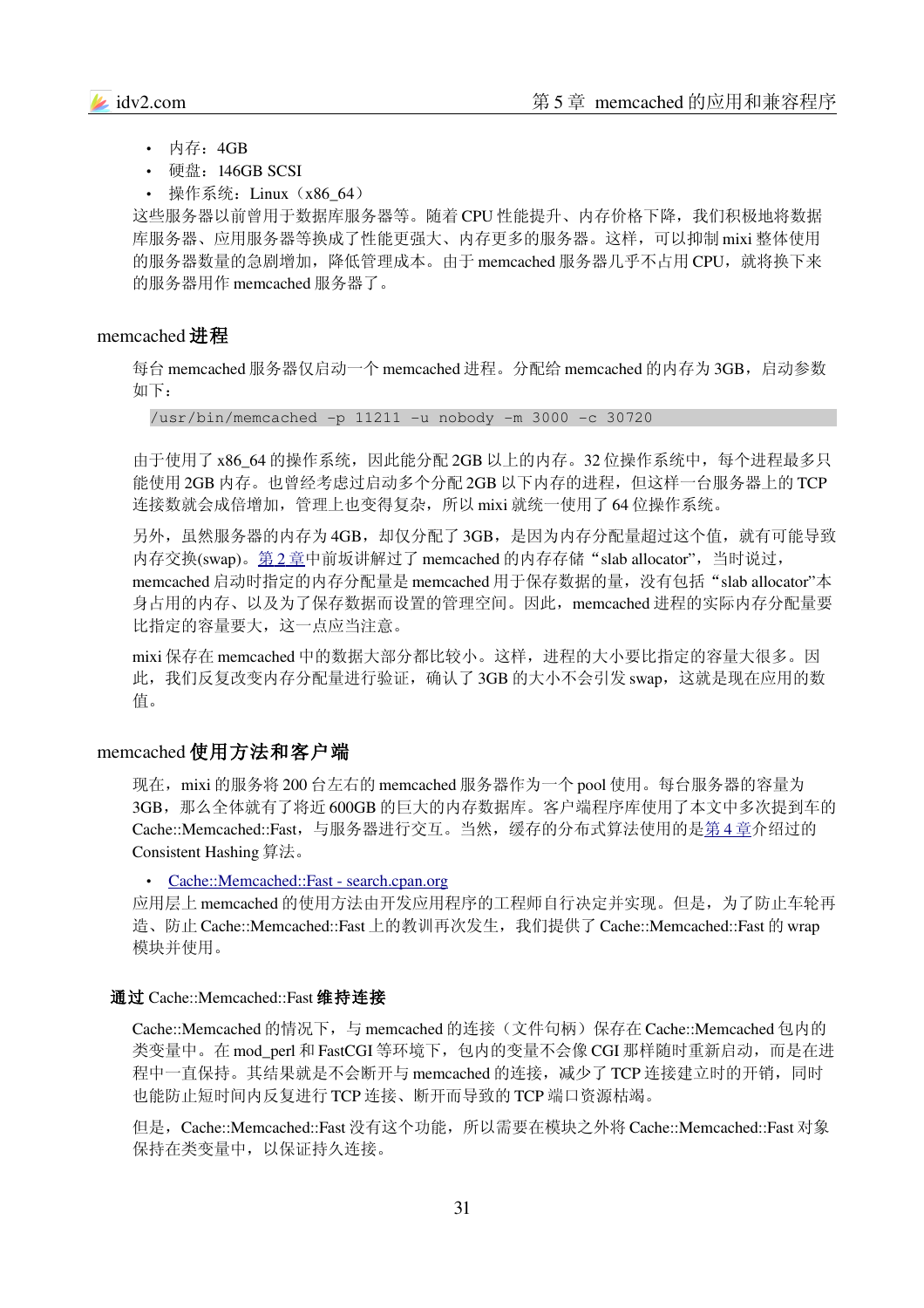- 内存：4GB
- 硬盘：146GB SCSI
- 操作系统：Linux（x86_64）

这些服务器以前曾用于数据库服务器等。随着 CPU 性能提升、内存价格下降，我们积极地将数据库服务器、应用服务器等换成了性能更强大、内存更多的服务器。这样，可以抑制 mixi 整体使用的服务器数量的急剧增加，降低管理成本。由于 memcached 服务器几乎不占用 CPU，就将换下来的服务器用作 memcached 服务器了。

## memcached 进程

每台 memcached 服务器仅启动一个 memcached 进程。分配给 memcached 的内存为 3GB，启动参数如下：

```
/usr/bin/memcached -p 11211 -u nobody -m 3000 -c 30720
```

由于使用了 x86_64 的操作系统，因此能分配 2GB 以上的内存。32 位操作系统中，每个进程最多只能使用 2GB 内存。也曾经考虑过启动多个分配 2GB 以下内存的进程，但这样一台服务器上的 TCP 连接数就会成倍增加，管理上也变得复杂，所以 mixi 就统一使用了 64 位操作系统。

另外，虽然服务器的内存为 4GB，却仅分配了 3GB，是因为内存分配量超过这个值，就有可能导致内存交换(swap)。第 2 章中前坂讲解过了 memcached 的内存存储“slab allocator”，当时说过，memcached 启动时指定的内存分配量是 memcached 用于保存数据的量，没有包括“slab allocator”本身占用的内存、以及为了保存数据而设置的管理空间。因此，memcached 进程的实际内存分配量要比指定的容量要大，这一点应当注意。

mixi 保存在 memcached 中的数据大部分都比较小。这样，进程的大小要比指定的容量大很多。因此，我们反复改变内存分配量进行验证，确认了 3GB 的大小不会引发 swap，这就是现在应用的数值。

## memcached 使用方法和客户端

现在，mixi 的服务将 200 台左右的 memcached 服务器作为一个 pool 使用。每台服务器的容量为 3GB，那么全体就有了将近 600GB 的巨大的内存数据库。客户端程序库使用了本文中多次提到车的 Cache::Memcached::Fast，与服务器进行交互。当然，缓存的分布式算法使用的是第 4 章介绍过的 Consistent Hashing 算法。

- Cache::Memcached::Fast - search.cpan.org

应用层上 memcached 的使用方法由开发应用程序的工程师自行决定并实现。但是，为了防止车轮再造、防止 Cache::Memcached::Fast 上的教训再次发生，我们提供了 Cache::Memcached::Fast 的 wrap 模块并使用。

### 通过 Cache::Memcached::Fast 维持连接

Cache::Memcached 的情况下，与 memcached 的连接（文件句柄）保存在 Cache::Memcached 包内的类变量中。在 mod_perl 和 FastCGI 等环境下，包内的变量不会像 CGI 那样随时重新启动，而是在进程中一直保持。其结果就是不会断开与 memcached 的连接，减少了 TCP 连接建立时的开销，同时也能防止短时间内反复进行 TCP 连接、断开而导致的 TCP 端口资源枯竭。

但是，Cache::Memcached::Fast 没有这个功能，所以需要在模块之外将 Cache::Memcached::Fast 对象保持在类变量中，以保证持久连接。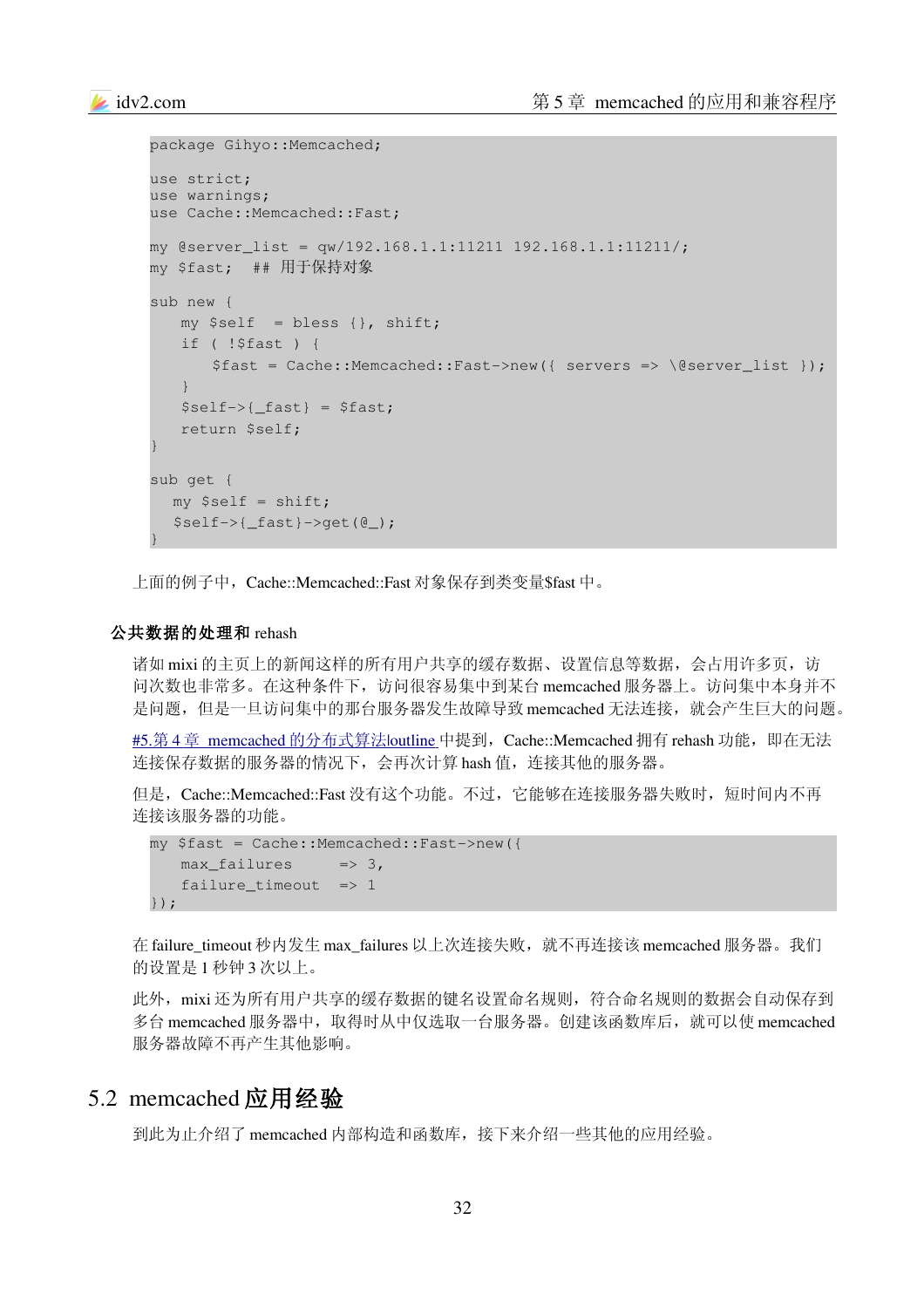```
package Gihyo::Memcached;

use strict;
use warnings;
use Cache::Memcached::Fast;

my @server_list = qw/192.168.1.1:11211 192.168.1.1:11211/;
my $fast;  ## 用于保持对象

sub new {
    my $self  = bless {}, shift;
    if ( !$fast ) {
        $fast = Cache::Memcached::Fast->new({ servers => \@server_list });
    }
    $self->{_fast} = $fast;
    return $self;
}

sub get {
   my $self = shift;
   $self->{_fast}->get(@_);
}
```

上面的例子中，Cache::Memcached::Fast 对象保存到类变量$fast 中。

#### 公共数据的处理和 rehash

诸如 mixi 的主页上的新闻这样的所有用户共享的缓存数据、设置信息等数据，会占用许多页，访问次数也非常多。在这种条件下，访问很容易集中到某台 memcached 服务器上。访问集中本身并不是问题，但是一旦访问集中的那台服务器发生故障导致 memcached 无法连接，就会产生巨大的问题。

#5.第 4 章 memcached 的分布式算法loutline 中提到，Cache::Memcached 拥有 rehash 功能，即在无法连接保存数据的服务器的情况下，会再次计算 hash 值，连接其他的服务器。

但是，Cache::Memcached::Fast 没有这个功能。不过，它能够在连接服务器失败时，短时间内不再连接该服务器的功能。

```
my $fast = Cache::Memcached::Fast->new({
    max_failures     => 3,
    failure_timeout  => 1
});
```

在 failure_timeout 秒内发生 max_failures 以上次连接失败，就不再连接该 memcached 服务器。我们的设置是 1 秒钟 3 次以上。

此外，mixi 还为所有用户共享的缓存数据的键名设置命名规则，符合命名规则的数据会自动保存到多台 memcached 服务器中，取得时从中仅选取一台服务器。创建该函数库后，就可以使 memcached 服务器故障不再产生其他影响。

## 5.2 memcached 应用经验

到此为止介绍了 memcached 内部构造和函数库，接下来介绍一些其他的应用经验。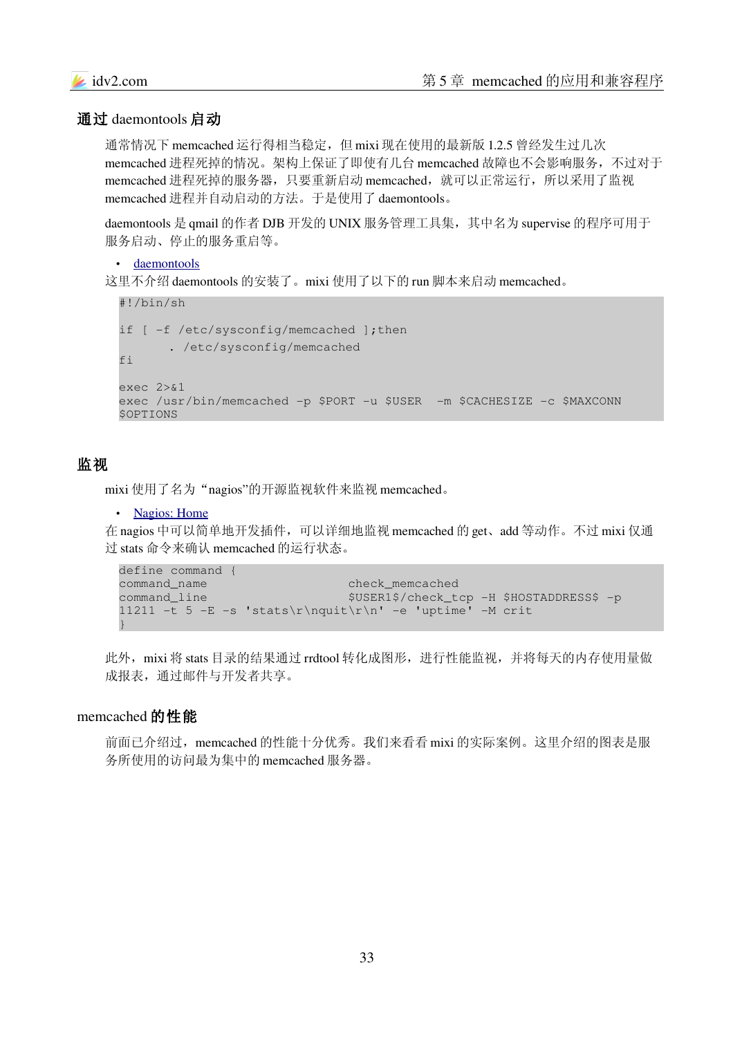### 通过 daemontools 启动

通常情况下 memcached 运行得相当稳定，但 mixi 现在使用的最新版 1.2.5 曾经发生过几次 memcached 进程死掉的情况。架构上保证了即使有几台 memcached 故障也不会影响服务，不过对于 memcached 进程死掉的服务器，只要重新启动 memcached，就可以正常运行，所以采用了监视 memcached 进程并自动启动的方法。于是使用了 daemontools。

daemontools 是 qmail 的作者 DJB 开发的 UNIX 服务管理工具集，其中名为 supervise 的程序可用于服务启动、停止的服务重启等。

- daemontools

这里不介绍 daemontools 的安装了。mixi 使用了以下的 run 脚本来启动 memcached。

```
#!/bin/sh

if [ -f /etc/sysconfig/memcached ];then
        . /etc/sysconfig/memcached
fi

exec 2>&1
exec /usr/bin/memcached -p $PORT -u $USER  -m $CACHESIZE -c $MAXCONN
$OPTIONS
```

### 监视

mixi 使用了名为"nagios"的开源监视软件来监视 memcached。

- Nagios: Home

在 nagios 中可以简单地开发插件，可以详细地监视 memcached 的 get、add 等动作。不过 mixi 仅通过 stats 命令来确认 memcached 的运行状态。

```
define command {
command_name                    check_memcached
command_line                    $USER1$/check_tcp -H $HOSTADDRESS$ -p
11211 -t 5 -E -s 'stats\r\nquit\r\n' -e 'uptime' -M crit
}
```

此外，mixi 将 stats 目录的结果通过 rrdtool 转化成图形，进行性能监视，并将每天的内存使用量做成报表，通过邮件与开发者共享。

### memcached 的性能

前面已介绍过，memcached 的性能十分优秀。我们来看看 mixi 的实际案例。这里介绍的图表是服务所使用的访问最为集中的 memcached 服务器。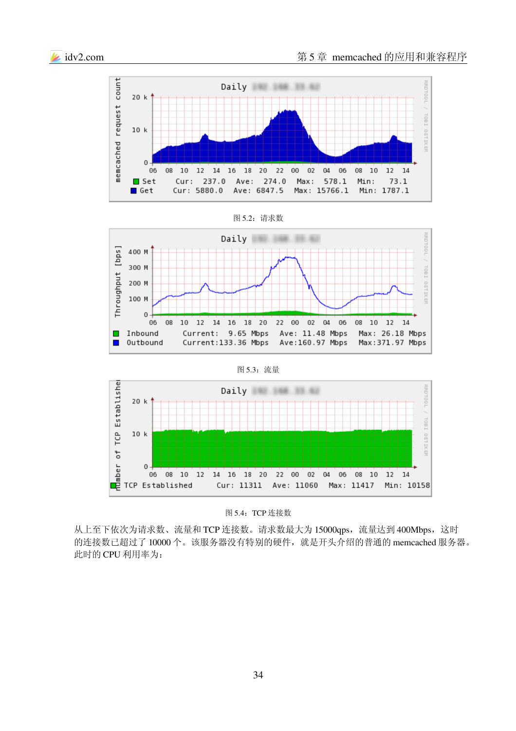图 5.2：请求数

图 5.3：流量

图 5.4：TCP 连接数

从上至下依次为请求数、流量和 TCP 连接数。请求数最大为 15000qps，流量达到 400Mbps，这时的连接数已超过了 10000 个。该服务器没有特别的硬件，就是开头介绍的普通的 memcached 服务器。此时的 CPU 利用率为：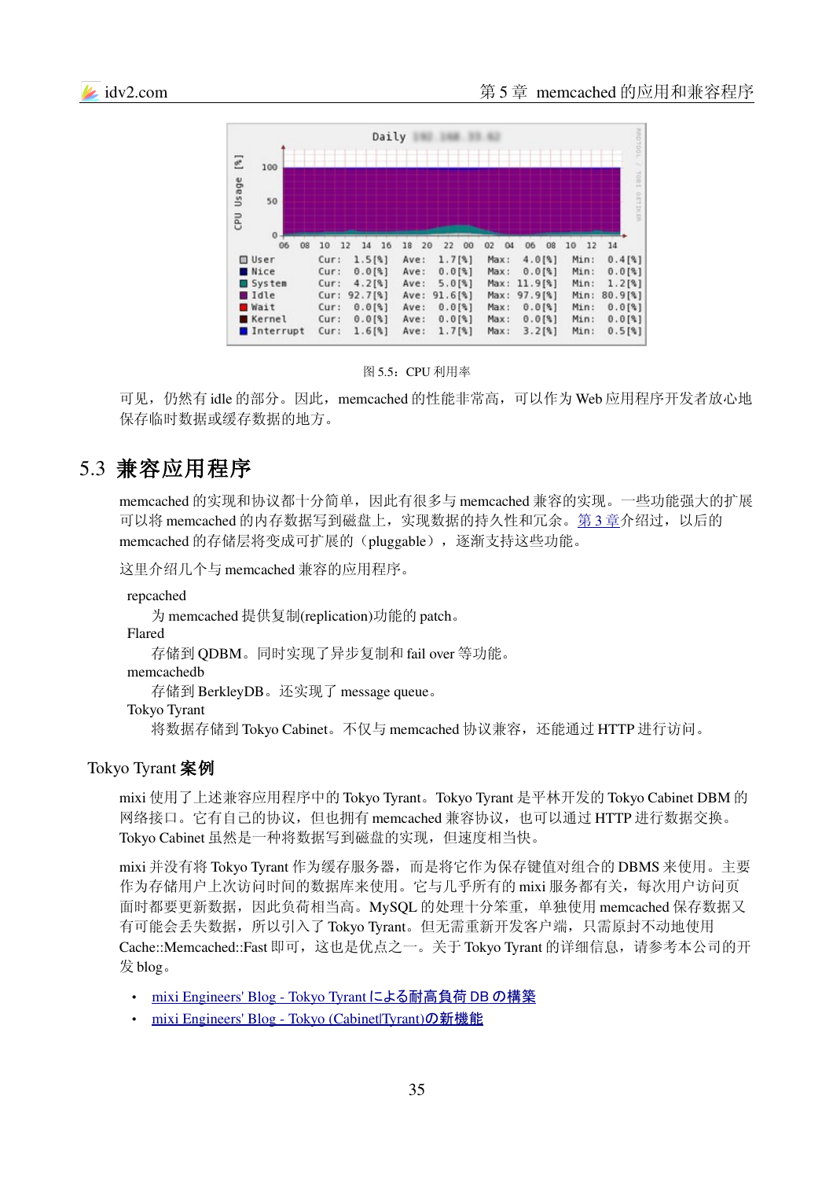图 5.5：CPU 利用率

可见，仍然有 idle 的部分。因此，memcached 的性能非常高，可以作为 Web 应用程序开发者放心地保存临时数据或缓存数据的地方。

## 5.3 兼容应用程序

memcached 的实现和协议都十分简单，因此有很多与 memcached 兼容的实现。一些功能强大的扩展可以将 memcached 的内存数据写到磁盘上，实现数据的持久性和冗余。第 3 章介绍过，以后的 memcached 的存储层将变成可扩展的（pluggable），逐渐支持这些功能。

这里介绍几个与 memcached 兼容的应用程序。

repcached
: 为 memcached 提供复制(replication)功能的 patch。

Flared
: 存储到 QDBM。同时实现了异步复制和 fail over 等功能。

memcachedb
: 存储到 BerkleyDB。还实现了 message queue。

Tokyo Tyrant
: 将数据存储到 Tokyo Cabinet。不仅与 memcached 协议兼容，还能通过 HTTP 进行访问。

### Tokyo Tyrant 案例

mixi 使用了上述兼容应用程序中的 Tokyo Tyrant。Tokyo Tyrant 是平林开发的 Tokyo Cabinet DBM 的网络接口。它有自己的协议，但也拥有 memcached 兼容协议，也可以通过 HTTP 进行数据交换。Tokyo Cabinet 虽然是一种将数据写到磁盘的实现，但速度相当快。

mixi 并没有将 Tokyo Tyrant 作为缓存服务器，而是将它作为保存键值对组合的 DBMS 来使用。主要作为存储用户上次访问时间的数据库来使用。它与几乎所有的 mixi 服务都有关，每次用户访问页面时都要更新数据，因此负荷相当高。MySQL 的处理十分笨重，单独使用 memcached 保存数据又有可能会丢失数据，所以引入了 Tokyo Tyrant。但无需重新开发客户端，只需原封不动地使用 Cache::Memcached::Fast 即可，这也是优点之一。关于 Tokyo Tyrant 的详细信息，请参考本公司的开发 blog。

- mixi Engineers' Blog - Tokyo Tyrant による耐高負荷 DB の構築
- mixi Engineers' Blog - Tokyo (Cabinet|Tyrant)の新機能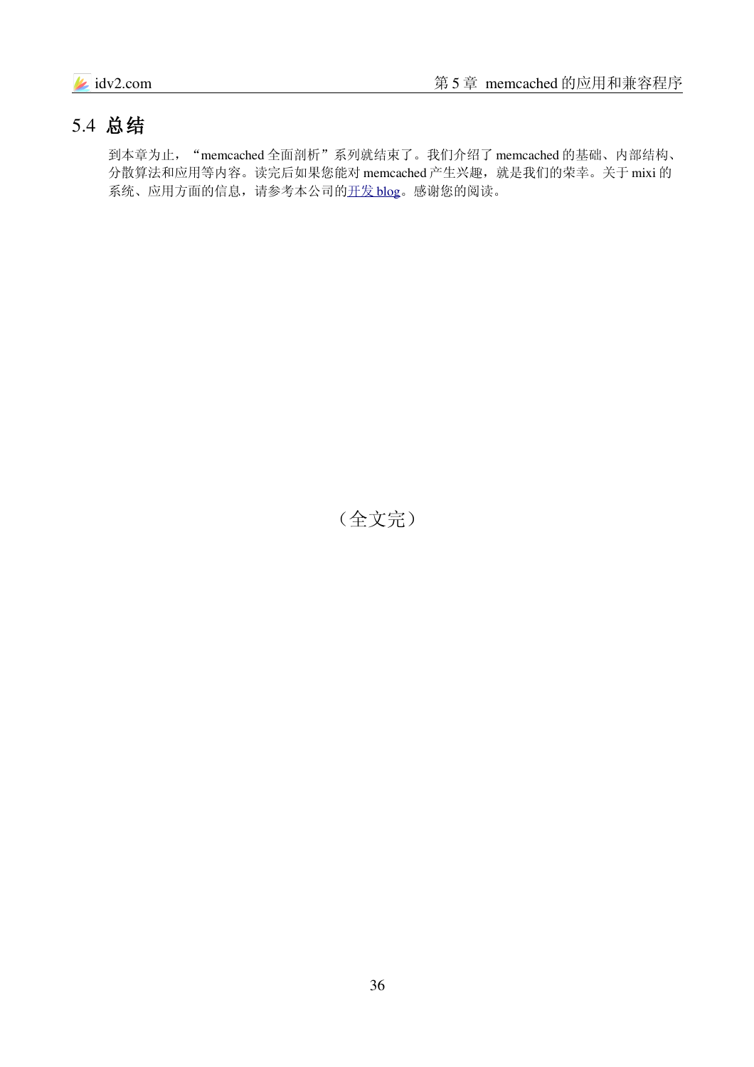## 5.4 总结

到本章为止，“memcached 全面剖析”系列就结束了。我们介绍了 memcached 的基础、内部结构、分散算法和应用等内容。读完后如果您能对 memcached 产生兴趣，就是我们的荣幸。关于 mixi 的系统、应用方面的信息，请参考本公司的开发 blog。感谢您的阅读。

（全文完）